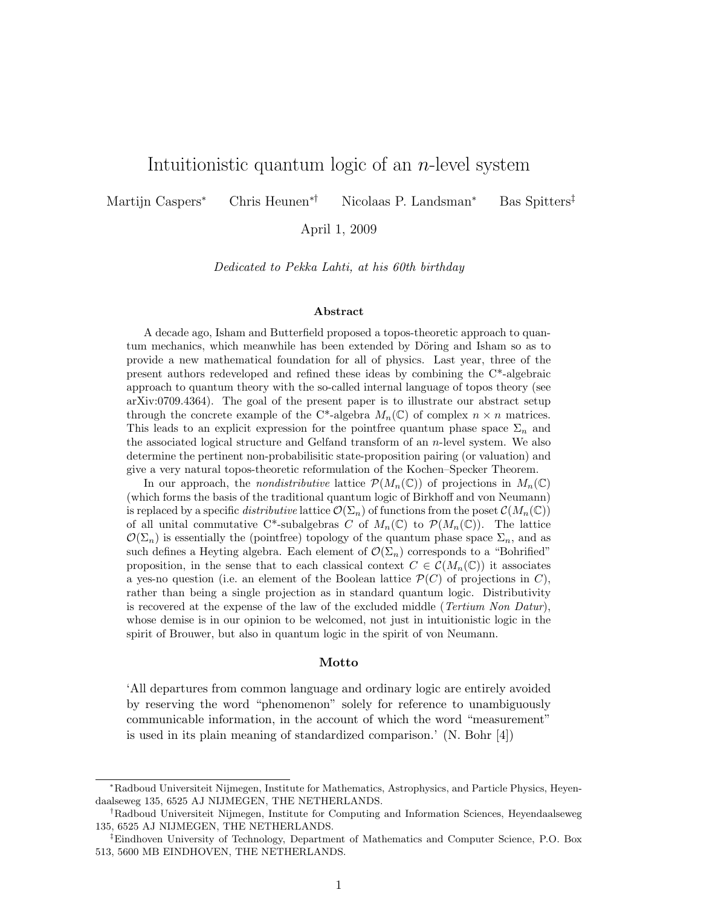# Intuitionistic quantum logic of an $n$-level system

Martijn Caspers[*] Chris Heunen[*†] Nicolaas P. Landsman[*] Bas Spitters[‡]

April 1, 2009

*Dedicated to Pekka Lahti, at his 60th birthday*

### Abstract

A decade ago, Isham and Butterfield proposed a topos-theoretic approach to quantum mechanics, which meanwhile has been extended by Döring and Isham so as to provide a new mathematical foundation for all of physics. Last year, three of the present authors redeveloped and refined these ideas by combining the C*-algebraic approach to quantum theory with the so-called internal language of topos theory (see arXiv:0709.4364). The goal of the present paper is to illustrate our abstract setup through the concrete example of the C*-algebra $M_n(\mathbb{C})$ of complex $n \times n$ matrices. This leads to an explicit expression for the pointfree quantum phase space $\Sigma_n$ and the associated logical structure and Gelfand transform of an $n$-level system. We also determine the pertinent non-probabilisitic state-proposition pairing (or valuation) and give a very natural topos-theoretic reformulation of the Kochen–Specker Theorem.

In our approach, the *nondistributive* lattice $\mathcal{P}(M_n(\mathbb{C}))$ of projections in $M_n(\mathbb{C})$ (which forms the basis of the traditional quantum logic of Birkhoff and von Neumann) is replaced by a specific *distributive* lattice $\mathcal{O}(\Sigma_n)$ of functions from the poset $\mathcal{C}(M_n(\mathbb{C}))$ of all unital commutative C*-subalgebras $C$ of $M_n(\mathbb{C})$ to $\mathcal{P}(M_n(\mathbb{C}))$. The lattice $\mathcal{O}(\Sigma_n)$ is essentially the (pointfree) topology of the quantum phase space $\Sigma_n$, and as such defines a Heyting algebra. Each element of $\mathcal{O}(\Sigma_n)$ corresponds to a "Bohrified" proposition, in the sense that to each classical context $C \in \mathcal{C}(M_n(\mathbb{C}))$ it associates a yes-no question (i.e. an element of the Boolean lattice $\mathcal{P}(C)$ of projections in $C$), rather than being a single projection as in standard quantum logic. Distributivity is recovered at the expense of the law of the excluded middle (*Tertium Non Datur*), whose demise is in our opinion to be welcomed, not just in intuitionistic logic in the spirit of Brouwer, but also in quantum logic in the spirit of von Neumann.

### Motto

'All departures from common language and ordinary logic are entirely avoided by reserving the word "phenomenon" solely for reference to unambiguously communicable information, in the account of which the word "measurement" is used in its plain meaning of standardized comparison.' (N. Bohr [4])

---

[*] Radboud Universiteit Nijmegen, Institute for Mathematics, Astrophysics, and Particle Physics, Heyendaalseweg 135, 6525 AJ NIJMEGEN, THE NETHERLANDS.

[†] Radboud Universiteit Nijmegen, Institute for Computing and Information Sciences, Heyendaalseweg 135, 6525 AJ NIJMEGEN, THE NETHERLANDS.

[‡] Eindhoven University of Technology, Department of Mathematics and Computer Science, P.O. Box 513, 5600 MB EINDHOVEN, THE NETHERLANDS.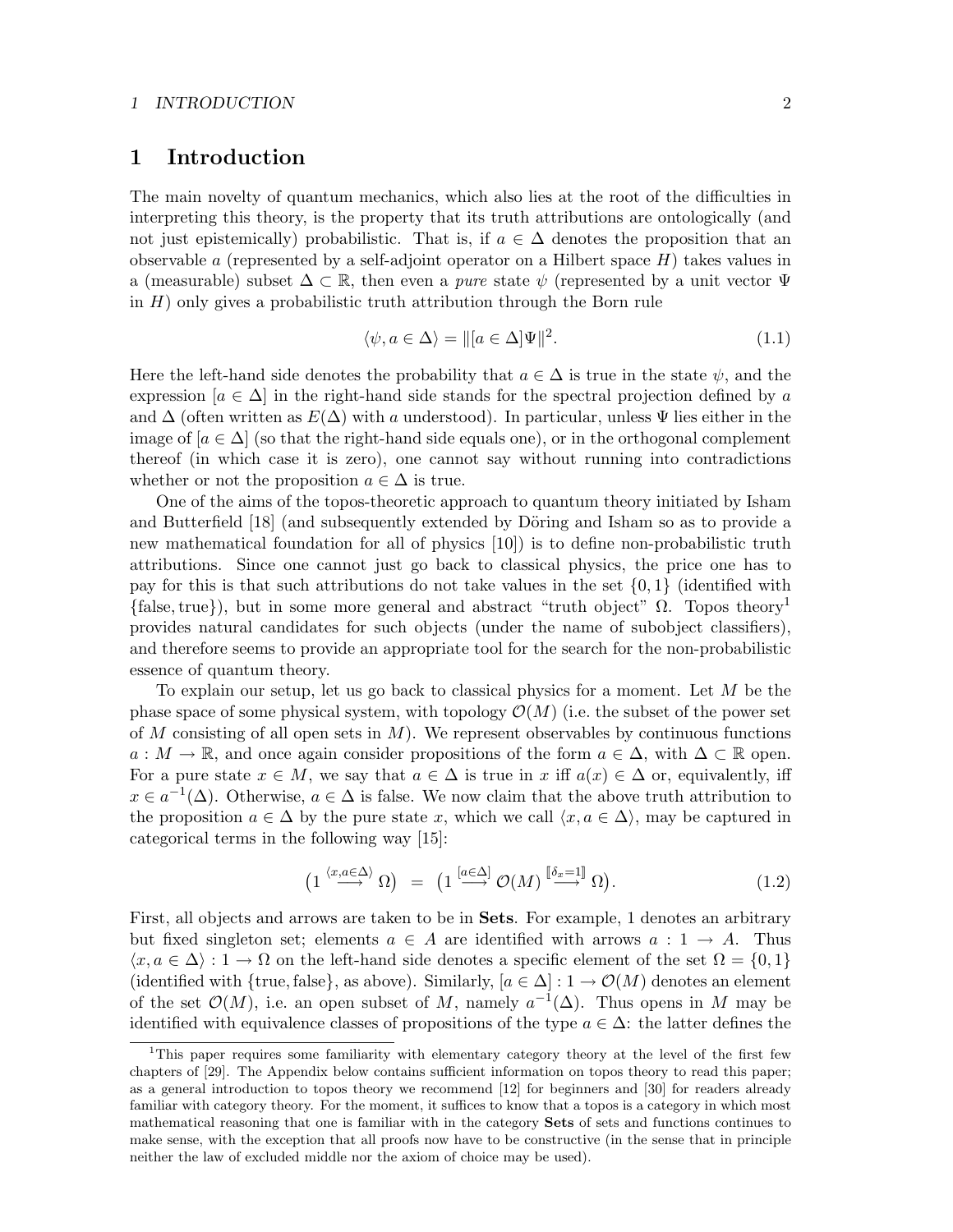# 1 Introduction

The main novelty of quantum mechanics, which also lies at the root of the difficulties in interpreting this theory, is the property that its truth attributions are ontologically (and not just epistemically) probabilistic. That is, if $a \in \Delta$ denotes the proposition that an observable $a$ (represented by a self-adjoint operator on a Hilbert space $H$) takes values in a (measurable) subset $\Delta \subset \mathbb{R}$, then even a *pure* state $\psi$ (represented by a unit vector $\Psi$ in $H$) only gives a probabilistic truth attribution through the Born rule

$$\langle \psi, a \in \Delta \rangle = \|[a \in \Delta]\Psi\|^2. \tag{1.1}$$

Here the left-hand side denotes the probability that $a \in \Delta$ is true in the state $\psi$, and the expression $[a \in \Delta]$ in the right-hand side stands for the spectral projection defined by $a$ and $\Delta$ (often written as $E(\Delta)$ with $a$ understood). In particular, unless $\Psi$ lies either in the image of $[a \in \Delta]$ (so that the right-hand side equals one), or in the orthogonal complement thereof (in which case it is zero), one cannot say without running into contradictions whether or not the proposition $a \in \Delta$ is true.

One of the aims of the topos-theoretic approach to quantum theory initiated by Isham and Butterfield [18] (and subsequently extended by Döring and Isham so as to provide a new mathematical foundation for all of physics [10]) is to define non-probabilistic truth attributions. Since one cannot just go back to classical physics, the price one has to pay for this is that such attributions do not take values in the set $\{0, 1\}$ (identified with $\{\text{false}, \text{true}\}$), but in some more general and abstract "truth object" $\Omega$. Topos theory[1] provides natural candidates for such objects (under the name of subobject classifiers), and therefore seems to provide an appropriate tool for the search for the non-probabilistic essence of quantum theory.

To explain our setup, let us go back to classical physics for a moment. Let $M$ be the phase space of some physical system, with topology $\mathcal{O}(M)$ (i.e. the subset of the power set of $M$ consisting of all open sets in $M$). We represent observables by continuous functions $a : M \to \mathbb{R}$, and once again consider propositions of the form $a \in \Delta$, with $\Delta \subset \mathbb{R}$ open. For a pure state $x \in M$, we say that $a \in \Delta$ is true in $x$ iff $a(x) \in \Delta$ or, equivalently, iff $x \in a^{-1}(\Delta)$. Otherwise, $a \in \Delta$ is false. We now claim that the above truth attribution to the proposition $a \in \Delta$ by the pure state $x$, which we call $\langle x, a \in \Delta \rangle$, may be captured in categorical terms in the following way [15]:

$$\left(1 \xrightarrow{\langle x, a \in \Delta \rangle} \Omega\right) \;=\; \left(1 \xrightarrow{[a \in \Delta]} \mathcal{O}(M) \xrightarrow{[\![\delta_x = 1]\!]} \Omega\right). \tag{1.2}$$

First, all objects and arrows are taken to be in **Sets**. For example, 1 denotes an arbitrary but fixed singleton set; elements $a \in A$ are identified with arrows $a : 1 \to A$. Thus $\langle x, a \in \Delta \rangle : 1 \to \Omega$ on the left-hand side denotes a specific element of the set $\Omega = \{0, 1\}$ (identified with $\{\text{true}, \text{false}\}$, as above). Similarly, $[a \in \Delta] : 1 \to \mathcal{O}(M)$ denotes an element of the set $\mathcal{O}(M)$, i.e. an open subset of $M$, namely $a^{-1}(\Delta)$. Thus opens in $M$ may be identified with equivalence classes of propositions of the type $a \in \Delta$: the latter defines the

---

[1] This paper requires some familiarity with elementary category theory at the level of the first few chapters of [29]. The Appendix below contains sufficient information on topos theory to read this paper; as a general introduction to topos theory we recommend [12] for beginners and [30] for readers already familiar with category theory. For the moment, it suffices to know that a topos is a category in which most mathematical reasoning that one is familiar with in the category **Sets** of sets and functions continues to make sense, with the exception that all proofs now have to be constructive (in the sense that in principle neither the law of excluded middle nor the axiom of choice may be used).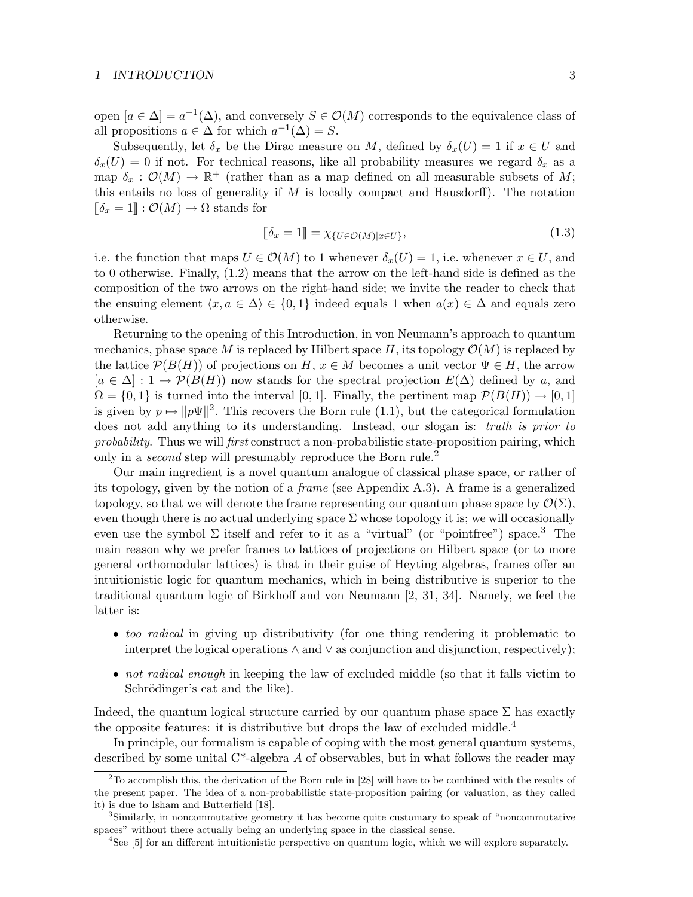open $[a \in \Delta] = a^{-1}(\Delta)$, and conversely $S \in \mathcal{O}(M)$ corresponds to the equivalence class of all propositions $a \in \Delta$ for which $a^{-1}(\Delta) = S$.

Subsequently, let $\delta_x$ be the Dirac measure on $M$, defined by $\delta_x(U) = 1$ if $x \in U$ and $\delta_x(U) = 0$ if not. For technical reasons, like all probability measures we regard $\delta_x$ as a map $\delta_x : \mathcal{O}(M) \to \mathbb{R}^+$ (rather than as a map defined on all measurable subsets of $M$; this entails no loss of generality if $M$ is locally compact and Hausdorff). The notation $[\![\delta_x = 1]\!] : \mathcal{O}(M) \to \Omega$ stands for

$$[\![\delta_x = 1]\!] = \chi_{\{U \in \mathcal{O}(M) | x \in U\}}, \tag{1.3}$$

i.e. the function that maps $U \in \mathcal{O}(M)$ to 1 whenever $\delta_x(U) = 1$, i.e. whenever $x \in U$, and to 0 otherwise. Finally, (1.2) means that the arrow on the left-hand side is defined as the composition of the two arrows on the right-hand side; we invite the reader to check that the ensuing element $\langle x, a \in \Delta \rangle \in \{0, 1\}$ indeed equals 1 when $a(x) \in \Delta$ and equals zero otherwise.

Returning to the opening of this Introduction, in von Neumann's approach to quantum mechanics, phase space $M$ is replaced by Hilbert space $H$, its topology $\mathcal{O}(M)$ is replaced by the lattice $\mathcal{P}(B(H))$ of projections on $H$, $x \in M$ becomes a unit vector $\Psi \in H$, the arrow $[a \in \Delta] : 1 \to \mathcal{P}(B(H))$ now stands for the spectral projection $E(\Delta)$ defined by $a$, and $\Omega = \{0, 1\}$ is turned into the interval $[0, 1]$. Finally, the pertinent map $\mathcal{P}(B(H)) \to [0, 1]$ is given by $p \mapsto \|p\Psi\|^2$. This recovers the Born rule (1.1), but the categorical formulation does not add anything to its understanding. Instead, our slogan is: *truth is prior to probability.* Thus we will *first* construct a non-probabilistic state-proposition pairing, which only in a *second* step will presumably reproduce the Born rule.[2]

Our main ingredient is a novel quantum analogue of classical phase space, or rather of its topology, given by the notion of a *frame* (see Appendix A.3). A frame is a generalized topology, so that we will denote the frame representing our quantum phase space by $\mathcal{O}(\Sigma)$, even though there is no actual underlying space $\Sigma$ whose topology it is; we will occasionally even use the symbol $\Sigma$ itself and refer to it as a "virtual" (or "pointfree") space.[3] The main reason why we prefer frames to lattices of projections on Hilbert space (or to more general orthomodular lattices) is that in their guise of Heyting algebras, frames offer an intuitionistic logic for quantum mechanics, which in being distributive is superior to the traditional quantum logic of Birkhoff and von Neumann [2, 31, 34]. Namely, we feel the latter is:

- *too radical* in giving up distributivity (for one thing rendering it problematic to interpret the logical operations $\wedge$ and $\vee$ as conjunction and disjunction, respectively);
- *not radical enough* in keeping the law of excluded middle (so that it falls victim to Schrödinger's cat and the like).

Indeed, the quantum logical structure carried by our quantum phase space $\Sigma$ has exactly the opposite features: it is distributive but drops the law of excluded middle.[4]

In principle, our formalism is capable of coping with the most general quantum systems, described by some unital C*-algebra $A$ of observables, but in what follows the reader may

---

[2] To accomplish this, the derivation of the Born rule in [28] will have to be combined with the results of the present paper. The idea of a non-probabilistic state-proposition pairing (or valuation, as they called it) is due to Isham and Butterfield [18].

[3] Similarly, in noncommutative geometry it has become quite customary to speak of "noncommutative spaces" without there actually being an underlying space in the classical sense.

[4] See [5] for an different intuitionistic perspective on quantum logic, which we will explore separately.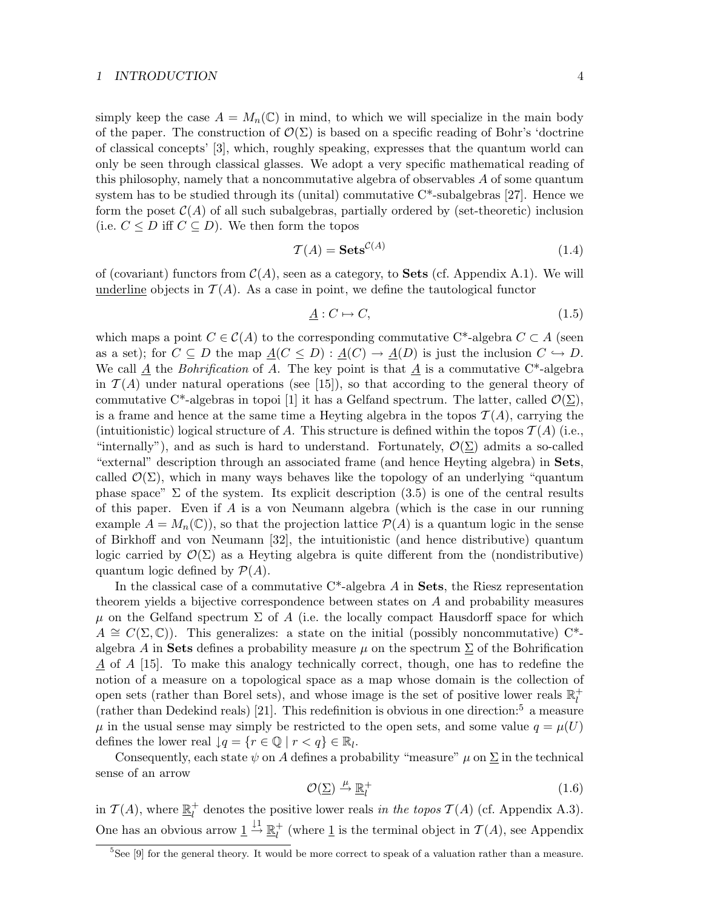simply keep the case $A = M_n(\mathbb{C})$ in mind, to which we will specialize in the main body of the paper. The construction of $\mathcal{O}(\Sigma)$ is based on a specific reading of Bohr's 'doctrine of classical concepts' [3], which, roughly speaking, expresses that the quantum world can only be seen through classical glasses. We adopt a very specific mathematical reading of this philosophy, namely that a noncommutative algebra of observables $A$ of some quantum system has to be studied through its (unital) commutative C*-subalgebras [27]. Hence we form the poset $\mathcal{C}(A)$ of all such subalgebras, partially ordered by (set-theoretic) inclusion (i.e. $C \leq D$ iff $C \subseteq D$). We then form the topos

$$\mathcal{T}(A) = \mathbf{Sets}^{\mathcal{C}(A)} \tag{1.4}$$

of (covariant) functors from $\mathcal{C}(A)$, seen as a category, to **Sets** (cf. Appendix A.1). We will underline objects in $\mathcal{T}(A)$. As a case in point, we define the tautological functor

$$\underline{A} : C \mapsto C, \tag{1.5}$$

which maps a point $C \in \mathcal{C}(A)$ to the corresponding commutative C*-algebra $C \subset A$ (seen as a set); for $C \subseteq D$ the map $\underline{A}(C \leq D) : \underline{A}(C) \to \underline{A}(D)$ is just the inclusion $C \hookrightarrow D$. We call $\underline{A}$ the *Bohrification* of $A$. The key point is that $\underline{A}$ is a commutative C*-algebra in $\mathcal{T}(A)$ under natural operations (see [15]), so that according to the general theory of commutative C*-algebras in topoi [1] it has a Gelfand spectrum. The latter, called $\mathcal{O}(\underline{\Sigma})$, is a frame and hence at the same time a Heyting algebra in the topos $\mathcal{T}(A)$, carrying the (intuitionistic) logical structure of $A$. This structure is defined within the topos $\mathcal{T}(A)$ (i.e., "internally"), and as such is hard to understand. Fortunately, $\mathcal{O}(\underline{\Sigma})$ admits a so-called "external" description through an associated frame (and hence Heyting algebra) in **Sets**, called $\mathcal{O}(\Sigma)$, which in many ways behaves like the topology of an underlying "quantum phase space" $\Sigma$ of the system. Its explicit description (3.5) is one of the central results of this paper. Even if $A$ is a von Neumann algebra (which is the case in our running example $A = M_n(\mathbb{C})$), so that the projection lattice $\mathcal{P}(A)$ is a quantum logic in the sense of Birkhoff and von Neumann [32], the intuitionistic (and hence distributive) quantum logic carried by $\mathcal{O}(\Sigma)$ as a Heyting algebra is quite different from the (nondistributive) quantum logic defined by $\mathcal{P}(A)$.

In the classical case of a commutative C*-algebra $A$ in **Sets**, the Riesz representation theorem yields a bijective correspondence between states on $A$ and probability measures $\mu$ on the Gelfand spectrum $\Sigma$ of $A$ (i.e. the locally compact Hausdorff space for which $A \cong C(\Sigma, \mathbb{C})$). This generalizes: a state on the initial (possibly noncommutative) C*-algebra $A$ in **Sets** defines a probability measure $\mu$ on the spectrum $\underline{\Sigma}$ of the Bohrification $\underline{A}$ of $A$ [15]. To make this analogy technically correct, though, one has to redefine the notion of a measure on a topological space as a map whose domain is the collection of open sets (rather than Borel sets), and whose image is the set of positive lower reals $\mathbb{R}_l^+$ (rather than Dedekind reals) [21]. This redefinition is obvious in one direction:[5] a measure $\mu$ in the usual sense may simply be restricted to the open sets, and some value $q = \mu(U)$ defines the lower real $\downarrow q = \{r \in \mathbb{Q} \mid r < q\} \in \mathbb{R}_l$.

Consequently, each state $\psi$ on $A$ defines a probability "measure" $\mu$ on $\underline{\Sigma}$ in the technical sense of an arrow

$$\mathcal{O}(\underline{\Sigma}) \xrightarrow{\mu} \underline{\mathbb{R}}_l^+ \tag{1.6}$$

in $\mathcal{T}(A)$, where $\underline{\mathbb{R}}_l^+$ denotes the positive lower reals *in the topos* $\mathcal{T}(A)$ (cf. Appendix A.3). One has an obvious arrow $\underline{1} \xrightarrow{\downarrow 1} \underline{\mathbb{R}}_l^+$ (where $\underline{1}$ is the terminal object in $\mathcal{T}(A)$, see Appendix

[5] See [9] for the general theory. It would be more correct to speak of a valuation rather than a measure.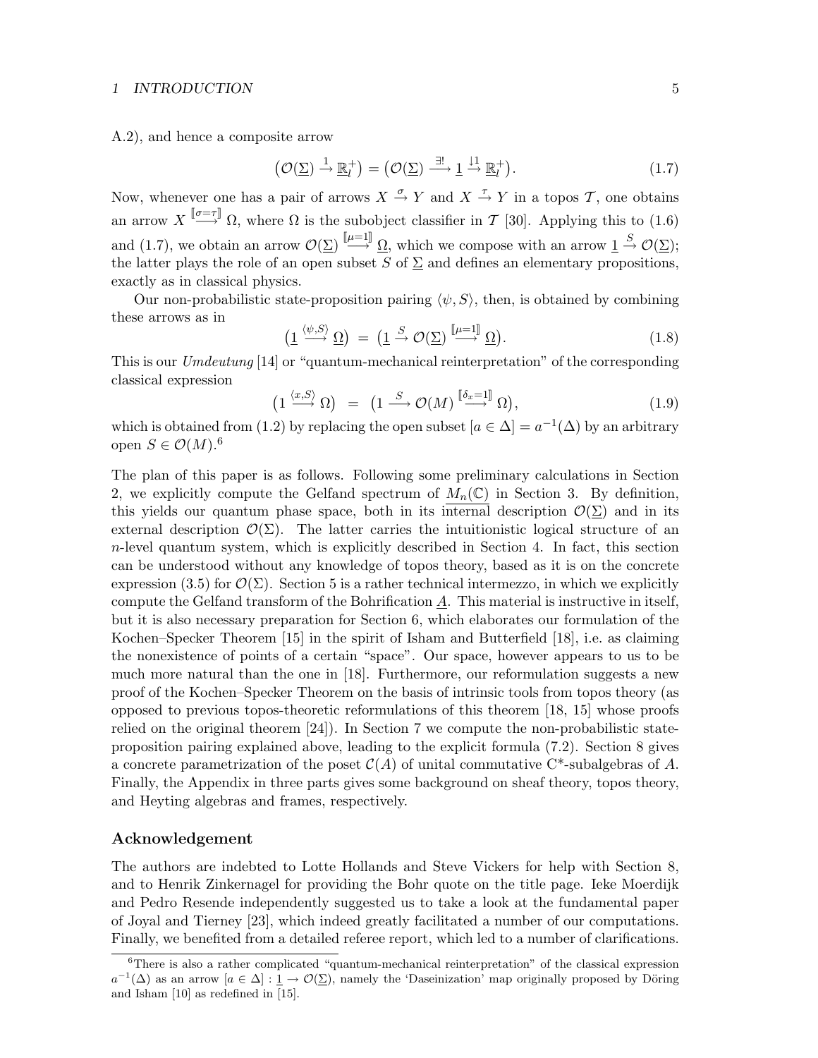A.2), and hence a composite arrow

$$\big(\mathcal{O}(\underline{\Sigma}) \xrightarrow{1} \underline{\mathbb{R}}_l^+\big) = \big(\mathcal{O}(\underline{\Sigma}) \xrightarrow{\exists!} \underline{1} \xrightarrow{\downarrow 1} \underline{\mathbb{R}}_l^+\big). \tag{1.7}$$

Now, whenever one has a pair of arrows $X \xrightarrow{\sigma} Y$ and $X \xrightarrow{\tau} Y$ in a topos $\mathcal{T}$, one obtains an arrow $X \xrightarrow{[\![\sigma=\tau]\!]} \Omega$, where $\Omega$ is the subobject classifier in $\mathcal{T}$ [30]. Applying this to (1.6) and (1.7), we obtain an arrow $\mathcal{O}(\underline{\Sigma}) \xrightarrow{[\![\mu=1]\!]} \underline{\Omega}$, which we compose with an arrow $\underline{1} \xrightarrow{S} \mathcal{O}(\underline{\Sigma})$; the latter plays the role of an open subset $S$ of $\underline{\Sigma}$ and defines an elementary propositions, exactly as in classical physics.

Our non-probabilistic state-proposition pairing $\langle \psi, S\rangle$, then, is obtained by combining these arrows as in

$$\big(\underline{1} \xrightarrow{\langle\psi,S\rangle} \underline{\Omega}\big) \;=\; \big(\underline{1} \xrightarrow{S} \mathcal{O}(\underline{\Sigma}) \xrightarrow{[\![\mu=1]\!]} \underline{\Omega}\big). \tag{1.8}$$

This is our *Umdeutung* [14] or "quantum-mechanical reinterpretation" of the corresponding classical expression

$$\big(1 \xrightarrow{\langle x,S\rangle} \Omega\big) \;\;=\;\; \big(1 \xrightarrow{S} \mathcal{O}(M) \xrightarrow{[\![\delta_x=1]\!]} \Omega\big), \tag{1.9}$$

which is obtained from (1.2) by replacing the open subset $[a \in \Delta] = a^{-1}(\Delta)$ by an arbitrary open $S \in \mathcal{O}(M)$.[6]

The plan of this paper is as follows. Following some preliminary calculations in Section 2, we explicitly compute the Gelfand spectrum of $\underline{M_n(\mathbb{C})}$ in Section 3. By definition, this yields our quantum phase space, both in its internal description $\mathcal{O}(\underline{\Sigma})$ and in its external description $\mathcal{O}(\Sigma)$. The latter carries the intuitionistic logical structure of an $n$-level quantum system, which is explicitly described in Section 4. In fact, this section can be understood without any knowledge of topos theory, based as it is on the concrete expression (3.5) for $\mathcal{O}(\Sigma)$. Section 5 is a rather technical intermezzo, in which we explicitly compute the Gelfand transform of the Bohrification $\underline{A}$. This material is instructive in itself, but it is also necessary preparation for Section 6, which elaborates our formulation of the Kochen–Specker Theorem [15] in the spirit of Isham and Butterfield [18], i.e. as claiming the nonexistence of points of a certain "space". Our space, however appears to us to be much more natural than the one in [18]. Furthermore, our reformulation suggests a new proof of the Kochen–Specker Theorem on the basis of intrinsic tools from topos theory (as opposed to previous topos-theoretic reformulations of this theorem [18, 15] whose proofs relied on the original theorem [24]). In Section 7 we compute the non-probabilistic state-proposition pairing explained above, leading to the explicit formula (7.2). Section 8 gives a concrete parametrization of the poset $\mathcal{C}(A)$ of unital commutative C*-subalgebras of $A$. Finally, the Appendix in three parts gives some background on sheaf theory, topos theory, and Heyting algebras and frames, respectively.

### Acknowledgement

The authors are indebted to Lotte Hollands and Steve Vickers for help with Section 8, and to Henrik Zinkernagel for providing the Bohr quote on the title page. Ieke Moerdijk and Pedro Resende independently suggested us to take a look at the fundamental paper of Joyal and Tierney [23], which indeed greatly facilitated a number of our computations. Finally, we benefited from a detailed referee report, which led to a number of clarifications.

[6] There is also a rather complicated "quantum-mechanical reinterpretation" of the classical expression $a^{-1}(\Delta)$ as an arrow $[a \in \Delta] : \underline{1} \to \mathcal{O}(\underline{\Sigma})$, namely the 'Daseinization' map originally proposed by Döring and Isham [10] as redefined in [15].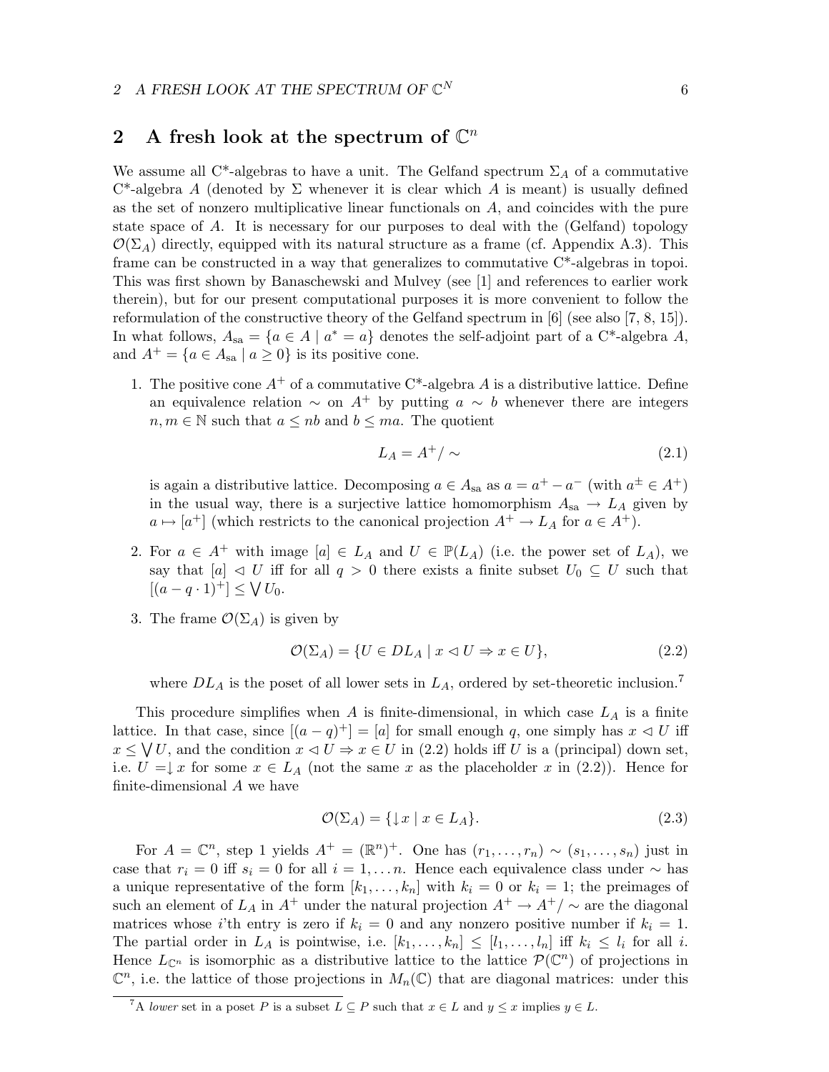## 2 A fresh look at the spectrum of $\mathbb{C}^n$

We assume all C*-algebras to have a unit. The Gelfand spectrum $\Sigma_A$ of a commutative C*-algebra $A$ (denoted by $\Sigma$ whenever it is clear which $A$ is meant) is usually defined as the set of nonzero multiplicative linear functionals on $A$, and coincides with the pure state space of $A$. It is necessary for our purposes to deal with the (Gelfand) topology $\mathcal{O}(\Sigma_A)$ directly, equipped with its natural structure as a frame (cf. Appendix A.3). This frame can be constructed in a way that generalizes to commutative C*-algebras in topoi. This was first shown by Banaschewski and Mulvey (see [1] and references to earlier work therein), but for our present computational purposes it is more convenient to follow the reformulation of the constructive theory of the Gelfand spectrum in [6] (see also [7, 8, 15]). In what follows, $A_{\mathrm{sa}} = \{a \in A \mid a^* = a\}$ denotes the self-adjoint part of a C*-algebra $A$, and $A^+ = \{a \in A_{\mathrm{sa}} \mid a \geq 0\}$ is its positive cone.

1. The positive cone $A^+$ of a commutative C*-algebra $A$ is a distributive lattice. Define an equivalence relation $\sim$ on $A^+$ by putting $a \sim b$ whenever there are integers $n, m \in \mathbb{N}$ such that $a \leq nb$ and $b \leq ma$. The quotient
$$L_A = A^+/\sim \tag{2.1}$$
is again a distributive lattice. Decomposing $a \in A_{\mathrm{sa}}$ as $a = a^+ - a^-$ (with $a^\pm \in A^+$) in the usual way, there is a surjective lattice homomorphism $A_{\mathrm{sa}} \to L_A$ given by $a \mapsto [a^+]$ (which restricts to the canonical projection $A^+ \to L_A$ for $a \in A^+$).

2. For $a \in A^+$ with image $[a] \in L_A$ and $U \in \mathbb{P}(L_A)$ (i.e. the power set of $L_A$), we say that $[a] \lhd U$ iff for all $q > 0$ there exists a finite subset $U_0 \subseteq U$ such that $[(a - q \cdot 1)^+] \leq \bigvee U_0$.

3. The frame $\mathcal{O}(\Sigma_A)$ is given by
$$\mathcal{O}(\Sigma_A) = \{U \in DL_A \mid x \lhd U \Rightarrow x \in U\}, \tag{2.2}$$
where $DL_A$ is the poset of all lower sets in $L_A$, ordered by set-theoretic inclusion.[7]

This procedure simplifies when $A$ is finite-dimensional, in which case $L_A$ is a finite lattice. In that case, since $[(a-q)^+] = [a]$ for small enough $q$, one simply has $x \lhd U$ iff $x \leq \bigvee U$, and the condition $x \lhd U \Rightarrow x \in U$ in (2.2) holds iff $U$ is a (principal) down set, i.e. $U = \downarrow x$ for some $x \in L_A$ (not the same $x$ as the placeholder $x$ in (2.2)). Hence for finite-dimensional $A$ we have
$$\mathcal{O}(\Sigma_A) = \{\downarrow x \mid x \in L_A\}. \tag{2.3}$$

For $A = \mathbb{C}^n$, step 1 yields $A^+ = (\mathbb{R}^n)^+$. One has $(r_1, \ldots, r_n) \sim (s_1, \ldots, s_n)$ just in case that $r_i = 0$ iff $s_i = 0$ for all $i = 1, \ldots n$. Hence each equivalence class under $\sim$ has a unique representative of the form $[k_1, \ldots, k_n]$ with $k_i = 0$ or $k_i = 1$; the preimages of such an element of $L_A$ in $A^+$ under the natural projection $A^+ \to A^+/\sim$ are the diagonal matrices whose $i$'th entry is zero if $k_i = 0$ and any nonzero positive number if $k_i = 1$. The partial order in $L_A$ is pointwise, i.e. $[k_1, \ldots, k_n] \leq [l_1, \ldots, l_n]$ iff $k_i \leq l_i$ for all $i$. Hence $L_{\mathbb{C}^n}$ is isomorphic as a distributive lattice to the lattice $\mathcal{P}(\mathbb{C}^n)$ of projections in $\mathbb{C}^n$, i.e. the lattice of those projections in $M_n(\mathbb{C})$ that are diagonal matrices: under this

[7] A *lower* set in a poset $P$ is a subset $L \subseteq P$ such that $x \in L$ and $y \leq x$ implies $y \in L$.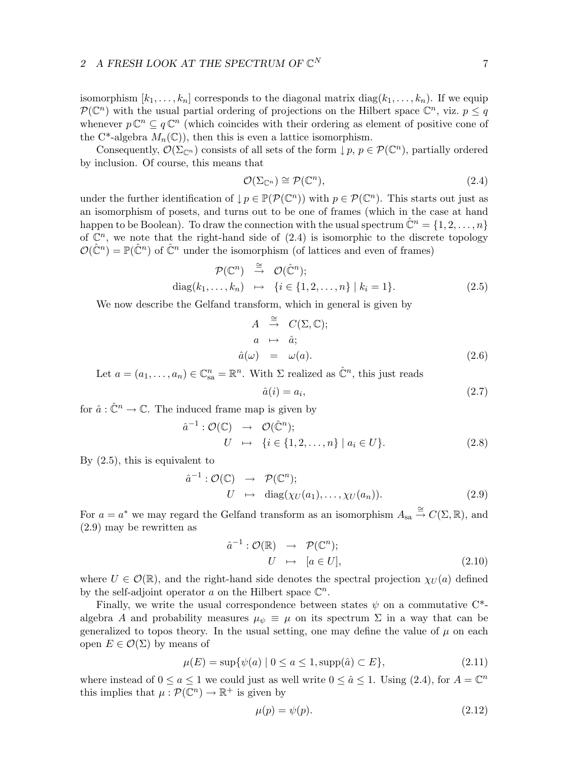isomorphism $[k_1, \ldots, k_n]$ corresponds to the diagonal matrix $\mathrm{diag}(k_1, \ldots, k_n)$. If we equip $\mathcal{P}(\mathbb{C}^n)$ with the usual partial ordering of projections on the Hilbert space $\mathbb{C}^n$, viz. $p \leq q$ whenever $p\,\mathbb{C}^n \subseteq q\,\mathbb{C}^n$ (which coincides with their ordering as element of positive cone of the C*-algebra $M_n(\mathbb{C})$), then this is even a lattice isomorphism.

Consequently, $\mathcal{O}(\Sigma_{\mathbb{C}^n})$ consists of all sets of the form $\downarrow p$, $p \in \mathcal{P}(\mathbb{C}^n)$, partially ordered by inclusion. Of course, this means that

$$\mathcal{O}(\Sigma_{\mathbb{C}^n}) \cong \mathcal{P}(\mathbb{C}^n), \tag{2.4}$$

under the further identification of $\downarrow p \in \mathbb{P}(\mathcal{P}(\mathbb{C}^n))$ with $p \in \mathcal{P}(\mathbb{C}^n)$. This starts out just as an isomorphism of posets, and turns out to be one of frames (which in the case at hand happen to be Boolean). To draw the connection with the usual spectrum $\hat{\mathbb{C}}^n = \{1, 2, \ldots, n\}$ of $\mathbb{C}^n$, we note that the right-hand side of (2.4) is isomorphic to the discrete topology $\mathcal{O}(\hat{\mathbb{C}}^n) = \mathbb{P}(\hat{\mathbb{C}}^n)$ of $\hat{\mathbb{C}}^n$ under the isomorphism (of lattices and even of frames)

$$\begin{aligned} \mathcal{P}(\mathbb{C}^n) &\stackrel{\cong}{\to} \mathcal{O}(\hat{\mathbb{C}}^n); \\ \mathrm{diag}(k_1, \ldots, k_n) &\mapsto \{i \in \{1, 2, \ldots, n\} \mid k_i = 1\}. \end{aligned} \tag{2.5}$$

We now describe the Gelfand transform, which in general is given by

$$\begin{aligned} A &\stackrel{\cong}{\to} C(\Sigma, \mathbb{C}); \\ a &\mapsto \hat{a}; \\ \hat{a}(\omega) &= \omega(a). \end{aligned} \tag{2.6}$$

Let $a = (a_1, \ldots, a_n) \in \mathbb{C}^n_{\mathrm{sa}} = \mathbb{R}^n$. With $\Sigma$ realized as $\hat{\mathbb{C}}^n$, this just reads

$$\hat{a}(i) = a_i, \tag{2.7}$$

for $\hat{a} : \hat{\mathbb{C}}^n \to \mathbb{C}$. The induced frame map is given by

$$\begin{aligned} \hat{a}^{-1} : \mathcal{O}(\mathbb{C}) &\to \mathcal{O}(\hat{\mathbb{C}}^n); \\ U &\mapsto \{i \in \{1, 2, \ldots, n\} \mid a_i \in U\}. \end{aligned} \tag{2.8}$$

By (2.5), this is equivalent to

$$\begin{aligned} \hat{a}^{-1} : \mathcal{O}(\mathbb{C}) &\to \mathcal{P}(\mathbb{C}^n); \\ U &\mapsto \mathrm{diag}(\chi_U(a_1), \ldots, \chi_U(a_n)). \end{aligned} \tag{2.9}$$

For $a = a^*$ we may regard the Gelfand transform as an isomorphism $A_{\mathrm{sa}} \stackrel{\cong}{\to} C(\Sigma, \mathbb{R})$, and (2.9) may be rewritten as

$$\begin{aligned} \hat{a}^{-1} : \mathcal{O}(\mathbb{R}) &\to \mathcal{P}(\mathbb{C}^n); \\ U &\mapsto [a \in U], \end{aligned} \tag{2.10}$$

where $U \in \mathcal{O}(\mathbb{R})$, and the right-hand side denotes the spectral projection $\chi_U(a)$ defined by the self-adjoint operator $a$ on the Hilbert space $\mathbb{C}^n$.

Finally, we write the usual correspondence between states $\psi$ on a commutative C*-algebra $A$ and probability measures $\mu_\psi \equiv \mu$ on its spectrum $\Sigma$ in a way that can be generalized to topos theory. In the usual setting, one may define the value of $\mu$ on each open $E \in \mathcal{O}(\Sigma)$ by means of

$$\mu(E) = \sup\{\psi(a) \mid 0 \leq a \leq 1, \mathrm{supp}(\hat{a}) \subset E\}, \tag{2.11}$$

where instead of $0 \leq a \leq 1$ we could just as well write $0 \leq \hat{a} \leq 1$. Using (2.4), for $A = \mathbb{C}^n$ this implies that $\mu : \mathcal{P}(\mathbb{C}^n) \to \mathbb{R}^+$ is given by

$$\mu(p) = \psi(p). \tag{2.12}$$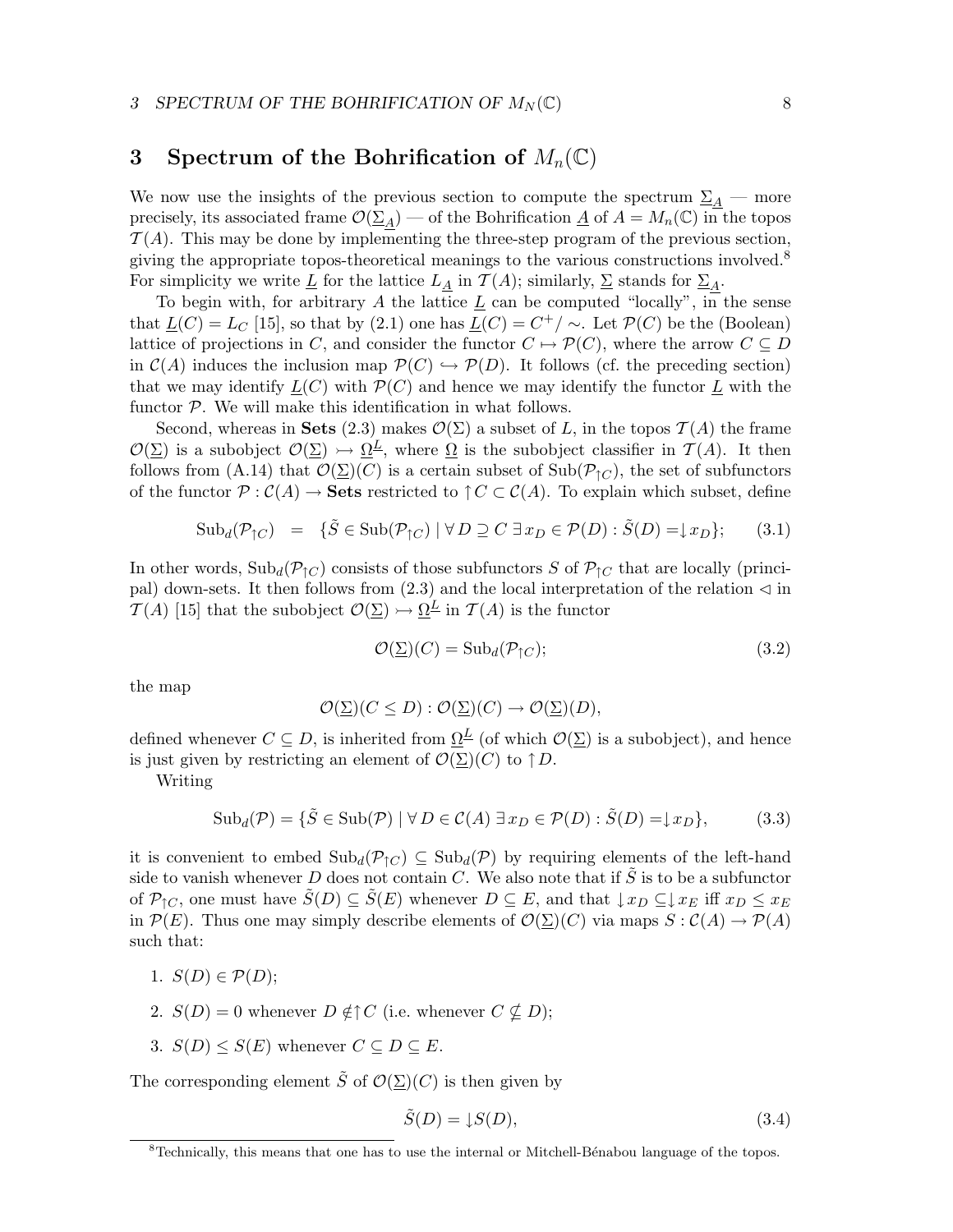# 3 Spectrum of the Bohrification of $M_n(\mathbb{C})$

We now use the insights of the previous section to compute the spectrum $\underline{\Sigma}_{\underline{A}}$ — more precisely, its associated frame $\mathcal{O}(\underline{\Sigma}_{\underline{A}})$ — of the Bohrification $\underline{A}$ of $A = M_n(\mathbb{C})$ in the topos $\mathcal{T}(A)$. This may be done by implementing the three-step program of the previous section, giving the appropriate topos-theoretical meanings to the various constructions involved.[8] For simplicity we write $\underline{L}$ for the lattice $L_{\underline{A}}$ in $\mathcal{T}(A)$; similarly, $\underline{\Sigma}$ stands for $\underline{\Sigma}_{\underline{A}}$.

To begin with, for arbitrary $A$ the lattice $\underline{L}$ can be computed "locally", in the sense that $\underline{L}(C) = L_C$ [15], so that by (2.1) one has $\underline{L}(C) = C^+/\sim$. Let $\mathcal{P}(C)$ be the (Boolean) lattice of projections in $C$, and consider the functor $C \mapsto \mathcal{P}(C)$, where the arrow $C \subseteq D$ in $\mathcal{C}(A)$ induces the inclusion map $\mathcal{P}(C) \hookrightarrow \mathcal{P}(D)$. It follows (cf. the preceding section) that we may identify $\underline{L}(C)$ with $\mathcal{P}(C)$ and hence we may identify the functor $\underline{L}$ with the functor $\mathcal{P}$. We will make this identification in what follows.

Second, whereas in **Sets** (2.3) makes $\mathcal{O}(\Sigma)$ a subset of $L$, in the topos $\mathcal{T}(A)$ the frame $\mathcal{O}(\underline{\Sigma})$ is a subobject $\mathcal{O}(\underline{\Sigma}) \rightarrowtail \underline{\Omega}^{\underline{L}}$, where $\underline{\Omega}$ is the subobject classifier in $\mathcal{T}(A)$. It then follows from (A.14) that $\mathcal{O}(\underline{\Sigma})(C)$ is a certain subset of $\mathrm{Sub}(\mathcal{P}_{\uparrow C})$, the set of subfunctors of the functor $\mathcal{P} : \mathcal{C}(A) \to \mathbf{Sets}$ restricted to $\uparrow C \subset \mathcal{C}(A)$. To explain which subset, define

$$\mathrm{Sub}_d(\mathcal{P}_{\uparrow C}) \quad = \quad \{\tilde{S} \in \mathrm{Sub}(\mathcal{P}_{\uparrow C}) \mid \forall\, D \supseteq C\ \exists\, x_D \in \mathcal{P}(D) : \tilde{S}(D) = \downarrow x_D\}; \qquad (3.1)$$

In other words, $\mathrm{Sub}_d(\mathcal{P}_{\uparrow C})$ consists of those subfunctors $S$ of $\mathcal{P}_{\uparrow C}$ that are locally (principal) down-sets. It then follows from (2.3) and the local interpretation of the relation $\lhd$ in $\mathcal{T}(A)$ [15] that the subobject $\mathcal{O}(\underline{\Sigma}) \rightarrowtail \underline{\Omega}^{\underline{L}}$ in $\mathcal{T}(A)$ is the functor

$$\mathcal{O}(\underline{\Sigma})(C) = \mathrm{Sub}_d(\mathcal{P}_{\uparrow C}); \qquad (3.2)$$

the map

$$\mathcal{O}(\underline{\Sigma})(C \leq D) : \mathcal{O}(\underline{\Sigma})(C) \to \mathcal{O}(\underline{\Sigma})(D),$$

defined whenever $C \subseteq D$, is inherited from $\underline{\Omega}^{\underline{L}}$ (of which $\mathcal{O}(\underline{\Sigma})$ is a subobject), and hence is just given by restricting an element of $\mathcal{O}(\underline{\Sigma})(C)$ to $\uparrow D$.

Writing

$$\mathrm{Sub}_d(\mathcal{P}) = \{\tilde{S} \in \mathrm{Sub}(\mathcal{P}) \mid \forall\, D \in \mathcal{C}(A)\ \exists\, x_D \in \mathcal{P}(D) : \tilde{S}(D) = \downarrow x_D\}, \qquad (3.3)$$

it is convenient to embed $\mathrm{Sub}_d(\mathcal{P}_{\uparrow C}) \subseteq \mathrm{Sub}_d(\mathcal{P})$ by requiring elements of the left-hand side to vanish whenever $D$ does not contain $C$. We also note that if $\tilde{S}$ is to be a subfunctor of $\mathcal{P}_{\uparrow C}$, one must have $\tilde{S}(D) \subseteq \tilde{S}(E)$ whenever $D \subseteq E$, and that $\downarrow x_D \subseteq \downarrow x_E$ iff $x_D \leq x_E$ in $\mathcal{P}(E)$. Thus one may simply describe elements of $\mathcal{O}(\underline{\Sigma})(C)$ via maps $S : \mathcal{C}(A) \to \mathcal{P}(A)$ such that:

1. $S(D) \in \mathcal{P}(D)$;
2. $S(D) = 0$ whenever $D \notin \uparrow C$ (i.e. whenever $C \nsubseteq D$);
3. $S(D) \leq S(E)$ whenever $C \subseteq D \subseteq E$.

The corresponding element $\tilde{S}$ of $\mathcal{O}(\underline{\Sigma})(C)$ is then given by

$$\tilde{S}(D) = \downarrow S(D), \qquad (3.4)$$

[8] Technically, this means that one has to use the internal or Mitchell-Bénabou language of the topos.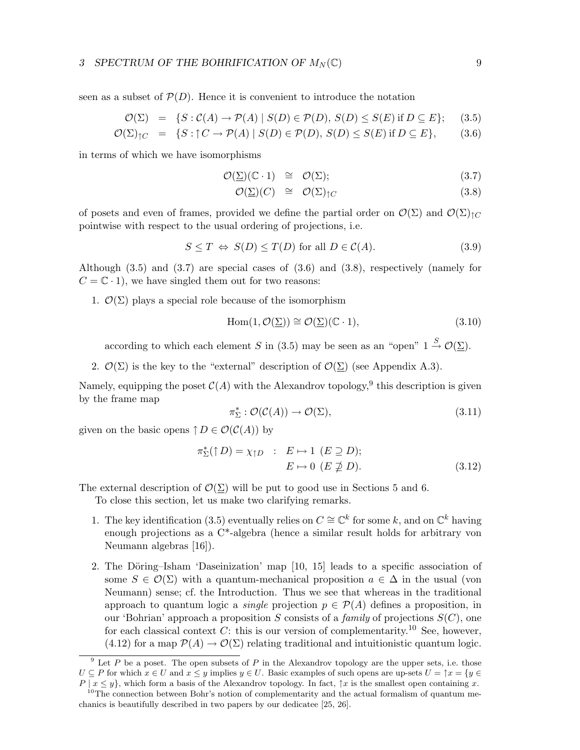seen as a subset of $\mathcal{P}(D)$. Hence it is convenient to introduce the notation

$$\mathcal{O}(\Sigma) = \{S : \mathcal{C}(A) \to \mathcal{P}(A) \mid S(D) \in \mathcal{P}(D),\ S(D) \leq S(E) \text{ if } D \subseteq E\}; \tag{3.5}$$

$$\mathcal{O}(\Sigma)_{\uparrow C} = \{S : \uparrow C \to \mathcal{P}(A) \mid S(D) \in \mathcal{P}(D),\ S(D) \leq S(E) \text{ if } D \subseteq E\}, \tag{3.6}$$

in terms of which we have isomorphisms

$$\mathcal{O}(\underline{\Sigma})(\mathbb{C} \cdot 1) \cong \mathcal{O}(\Sigma); \tag{3.7}$$

$$\mathcal{O}(\underline{\Sigma})(C) \cong \mathcal{O}(\Sigma)_{\uparrow C} \tag{3.8}$$

of posets and even of frames, provided we define the partial order on $\mathcal{O}(\Sigma)$ and $\mathcal{O}(\Sigma)_{\uparrow C}$ pointwise with respect to the usual ordering of projections, i.e.

$$S \leq T \Leftrightarrow S(D) \leq T(D) \text{ for all } D \in \mathcal{C}(A). \tag{3.9}$$

Although (3.5) and (3.7) are special cases of (3.6) and (3.8), respectively (namely for $C = \mathbb{C} \cdot 1$), we have singled them out for two reasons:

1. $\mathcal{O}(\Sigma)$ plays a special role because of the isomorphism

$$\mathrm{Hom}(1, \mathcal{O}(\underline{\Sigma})) \cong \mathcal{O}(\underline{\Sigma})(\mathbb{C} \cdot 1), \tag{3.10}$$

   according to which each element $S$ in (3.5) may be seen as an "open" $1 \xrightarrow{S} \mathcal{O}(\underline{\Sigma})$.

2. $\mathcal{O}(\Sigma)$ is the key to the "external" description of $\mathcal{O}(\underline{\Sigma})$ (see Appendix A.3).

Namely, equipping the poset $\mathcal{C}(A)$ with the Alexandrov topology,[9] this description is given by the frame map

$$\pi_\Sigma^* : \mathcal{O}(\mathcal{C}(A)) \to \mathcal{O}(\Sigma), \tag{3.11}$$

given on the basic opens $\uparrow D \in \mathcal{O}(\mathcal{C}(A))$ by

$$\pi_\Sigma^*(\uparrow D) = \chi_{\uparrow D} \quad : \quad \begin{array}{l} E \mapsto 1 \ (E \supseteq D); \\ E \mapsto 0 \ (E \not\supseteq D). \end{array} \tag{3.12}$$

The external description of $\mathcal{O}(\underline{\Sigma})$ will be put to good use in Sections 5 and 6.

To close this section, let us make two clarifying remarks.

1. The key identification (3.5) eventually relies on $C \cong \mathbb{C}^k$ for some $k$, and on $\mathbb{C}^k$ having enough projections as a C*-algebra (hence a similar result holds for arbitrary von Neumann algebras [16]).

2. The Döring–Isham 'Daseinization' map [10, 15] leads to a specific association of some $S \in \mathcal{O}(\Sigma)$ with a quantum-mechanical proposition $a \in \Delta$ in the usual (von Neumann) sense; cf. the Introduction. Thus we see that whereas in the traditional approach to quantum logic a *single* projection $p \in \mathcal{P}(A)$ defines a proposition, in our 'Bohrian' approach a proposition $S$ consists of a *family* of projections $S(C)$, one for each classical context $C$: this is our version of complementarity.[10] See, however, (4.12) for a map $\mathcal{P}(A) \to \mathcal{O}(\Sigma)$ relating traditional and intuitionistic quantum logic.

---

[9] Let $P$ be a poset. The open subsets of $P$ in the Alexandrov topology are the upper sets, i.e. those $U \subseteq P$ for which $x \in U$ and $x \leq y$ implies $y \in U$. Basic examples of such opens are up-sets $U = \uparrow x = \{y \in P \mid x \leq y\}$, which form a basis of the Alexandrov topology. In fact, $\uparrow x$ is the smallest open containing $x$.

[10] The connection between Bohr's notion of complementarity and the actual formalism of quantum mechanics is beautifully described in two papers by our dedicatee [25, 26].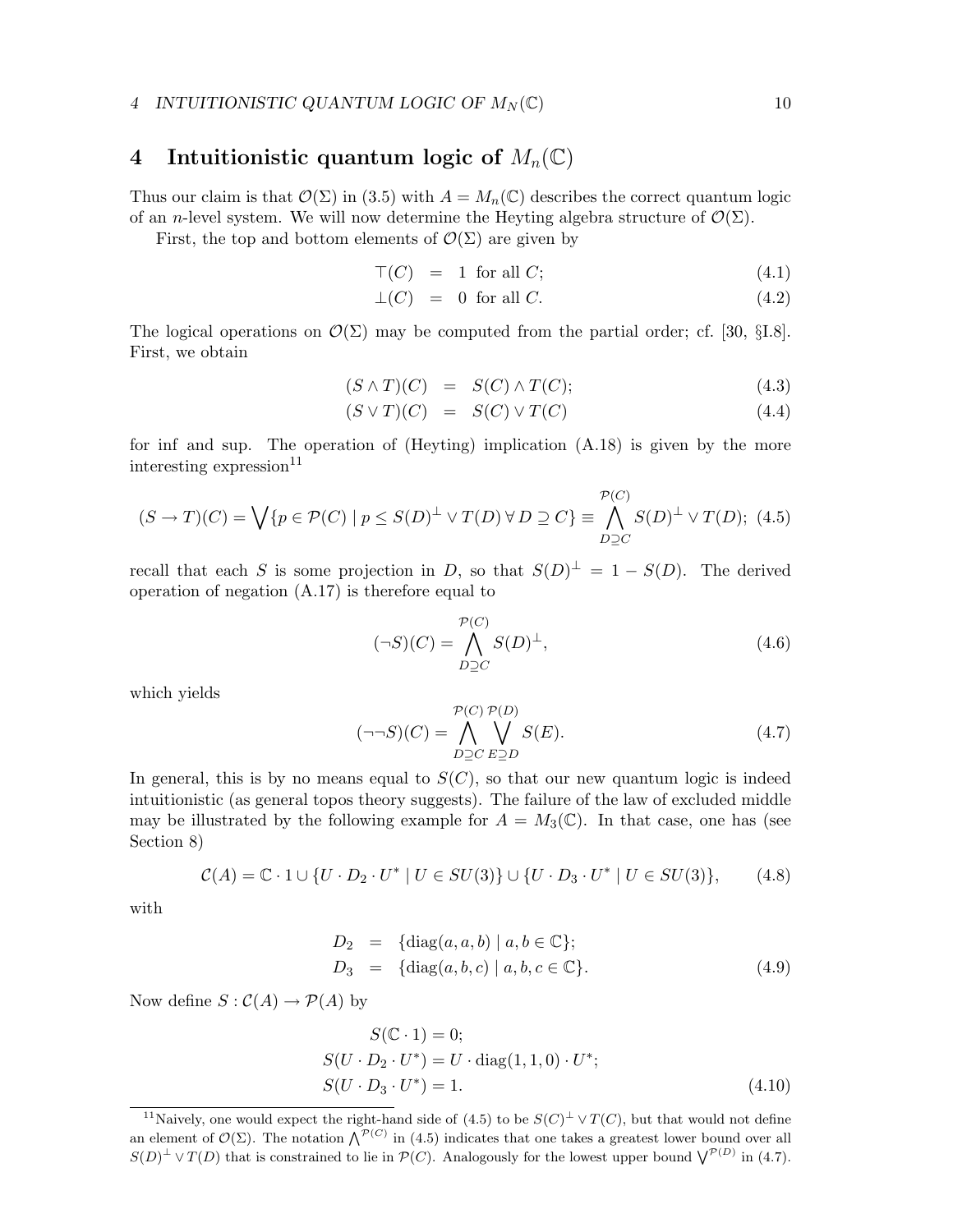# 4 Intuitionistic quantum logic of $M_n(\mathbb{C})$

Thus our claim is that $\mathcal{O}(\Sigma)$ in (3.5) with $A = M_n(\mathbb{C})$ describes the correct quantum logic of an $n$-level system. We will now determine the Heyting algebra structure of $\mathcal{O}(\Sigma)$.

First, the top and bottom elements of $\mathcal{O}(\Sigma)$ are given by

$$\top(C) = 1 \text{ for all } C; \tag{4.1}$$

$$\bot(C) = 0 \text{ for all } C. \tag{4.2}$$

The logical operations on $\mathcal{O}(\Sigma)$ may be computed from the partial order; cf. [30, §I.8]. First, we obtain

$$(S \wedge T)(C) = S(C) \wedge T(C); \tag{4.3}$$

$$(S \vee T)(C) = S(C) \vee T(C) \tag{4.4}$$

for inf and sup. The operation of (Heyting) implication (A.18) is given by the more interesting expression[11]

$$(S \to T)(C) = \bigvee \{p \in \mathcal{P}(C) \mid p \leq S(D)^{\perp} \vee T(D) \; \forall \, D \supseteq C\} \equiv \bigwedge_{D \supseteq C}^{\mathcal{P}(C)} S(D)^{\perp} \vee T(D); \tag{4.5}$$

recall that each $S$ is some projection in $D$, so that $S(D)^{\perp} = 1 - S(D)$. The derived operation of negation (A.17) is therefore equal to

$$(\neg S)(C) = \bigwedge_{D \supseteq C}^{\mathcal{P}(C)} S(D)^{\perp}, \tag{4.6}$$

which yields

$$(\neg\neg S)(C) = \bigwedge_{D \supseteq C}^{\mathcal{P}(C)} \bigvee_{E \supseteq D}^{\mathcal{P}(D)} S(E). \tag{4.7}$$

In general, this is by no means equal to $S(C)$, so that our new quantum logic is indeed intuitionistic (as general topos theory suggests). The failure of the law of excluded middle may be illustrated by the following example for $A = M_3(\mathbb{C})$. In that case, one has (see Section 8)

$$\mathcal{C}(A) = \mathbb{C} \cdot 1 \cup \{U \cdot D_2 \cdot U^* \mid U \in SU(3)\} \cup \{U \cdot D_3 \cdot U^* \mid U \in SU(3)\}, \tag{4.8}$$

with

$$D_2 = \{\text{diag}(a, a, b) \mid a, b \in \mathbb{C}\};$$

$$D_3 = \{\text{diag}(a, b, c) \mid a, b, c \in \mathbb{C}\}. \tag{4.9}$$

Now define $S : \mathcal{C}(A) \to \mathcal{P}(A)$ by

$$S(\mathbb{C} \cdot 1) = 0;$$

$$S(U \cdot D_2 \cdot U^*) = U \cdot \text{diag}(1, 1, 0) \cdot U^*;$$

$$S(U \cdot D_3 \cdot U^*) = 1. \tag{4.10}$$

---

[11] Naively, one would expect the right-hand side of (4.5) to be $S(C)^{\perp} \vee T(C)$, but that would not define an element of $\mathcal{O}(\Sigma)$. The notation $\bigwedge^{\mathcal{P}(C)}$ in (4.5) indicates that one takes a greatest lower bound over all $S(D)^{\perp} \vee T(D)$ that is constrained to lie in $\mathcal{P}(C)$. Analogously for the lowest upper bound $\bigvee^{\mathcal{P}(D)}$ in (4.7).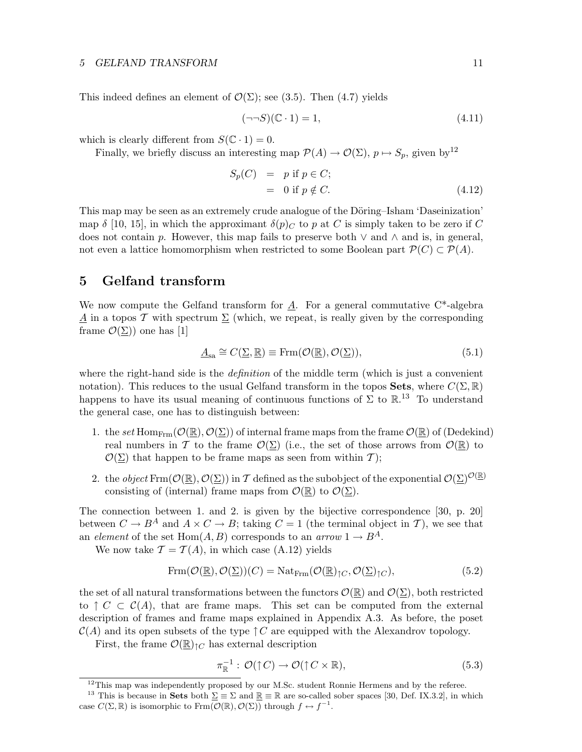This indeed defines an element of $\mathcal{O}(\Sigma)$; see (3.5). Then (4.7) yields

$$(\neg\neg S)(\mathbb{C}\cdot 1) = 1, \tag{4.11}$$

which is clearly different from $S(\mathbb{C}\cdot 1) = 0$.

Finally, we briefly discuss an interesting map $\mathcal{P}(A) \to \mathcal{O}(\Sigma)$, $p \mapsto S_p$, given by[12]

$$\begin{aligned} S_p(C) &= p \text{ if } p \in C; \\ &= 0 \text{ if } p \notin C. \end{aligned} \tag{4.12}$$

This map may be seen as an extremely crude analogue of the Döring–Isham 'Daseinization' map $\delta$ [10, 15], in which the approximant $\delta(p)_C$ to $p$ at $C$ is simply taken to be zero if $C$ does not contain $p$. However, this map fails to preserve both $\vee$ and $\wedge$ and is, in general, not even a lattice homomorphism when restricted to some Boolean part $\mathcal{P}(C) \subset \mathcal{P}(A)$.

# 5 Gelfand transform

We now compute the Gelfand transform for $\underline{A}$. For a general commutative C*-algebra $\underline{A}$ in a topos $\mathcal{T}$ with spectrum $\underline{\Sigma}$ (which, we repeat, is really given by the corresponding frame $\mathcal{O}(\underline{\Sigma})$) one has [1]

$$\underline{A}_{\mathrm{sa}} \cong C(\underline{\Sigma}, \underline{\mathbb{R}}) \equiv \mathrm{Frm}(\mathcal{O}(\underline{\mathbb{R}}), \mathcal{O}(\underline{\Sigma})), \tag{5.1}$$

where the right-hand side is the *definition* of the middle term (which is just a convenient notation). This reduces to the usual Gelfand transform in the topos **Sets**, where $C(\Sigma, \mathbb{R})$ happens to have its usual meaning of continuous functions of $\Sigma$ to $\mathbb{R}$.[13] To understand the general case, one has to distinguish between:

1. the *set* $\mathrm{Hom}_{\mathrm{Frm}}(\mathcal{O}(\underline{\mathbb{R}}), \mathcal{O}(\underline{\Sigma}))$ of internal frame maps from the frame $\mathcal{O}(\underline{\mathbb{R}})$ of (Dedekind) real numbers in $\mathcal{T}$ to the frame $\mathcal{O}(\underline{\Sigma})$ (i.e., the set of those arrows from $\mathcal{O}(\underline{\mathbb{R}})$ to $\mathcal{O}(\underline{\Sigma})$ that happen to be frame maps as seen from within $\mathcal{T}$);

2. the *object* $\mathrm{Frm}(\mathcal{O}(\underline{\mathbb{R}}), \mathcal{O}(\underline{\Sigma}))$ in $\mathcal{T}$ defined as the subobject of the exponential $\mathcal{O}(\underline{\Sigma})^{\mathcal{O}(\underline{\mathbb{R}})}$ consisting of (internal) frame maps from $\mathcal{O}(\underline{\mathbb{R}})$ to $\mathcal{O}(\underline{\Sigma})$.

The connection between 1. and 2. is given by the bijective correspondence [30, p. 20] between $C \to B^A$ and $A \times C \to B$; taking $C = 1$ (the terminal object in $\mathcal{T}$), we see that an *element* of the set $\mathrm{Hom}(A, B)$ corresponds to an *arrow* $1 \to B^A$.

We now take $\mathcal{T} = \mathcal{T}(A)$, in which case (A.12) yields

$$\mathrm{Frm}(\mathcal{O}(\underline{\mathbb{R}}), \mathcal{O}(\underline{\Sigma}))(C) = \mathrm{Nat}_{\mathrm{Frm}}(\mathcal{O}(\underline{\mathbb{R}})_{\uparrow C}, \mathcal{O}(\underline{\Sigma})_{\uparrow C}), \tag{5.2}$$

the set of all natural transformations between the functors $\mathcal{O}(\underline{\mathbb{R}})$ and $\mathcal{O}(\underline{\Sigma})$, both restricted to $\uparrow C \subset \mathcal{C}(A)$, that are frame maps. This set can be computed from the external description of frames and frame maps explained in Appendix A.3. As before, the poset $\mathcal{C}(A)$ and its open subsets of the type $\uparrow C$ are equipped with the Alexandrov topology.

First, the frame $\mathcal{O}(\underline{\mathbb{R}})_{\uparrow C}$ has external description

$$\pi_{\mathbb{R}}^{-1} : \mathcal{O}(\uparrow C) \to \mathcal{O}(\uparrow C \times \mathbb{R}), \tag{5.3}$$

---

[12] This map was independently proposed by our M.Sc. student Ronnie Hermens and by the referee.

[13] This is because in **Sets** both $\underline{\Sigma} \equiv \Sigma$ and $\underline{\mathbb{R}} \equiv \mathbb{R}$ are so-called sober spaces [30, Def. IX.3.2], in which case $C(\Sigma, \mathbb{R})$ is isomorphic to $\mathrm{Frm}(\mathcal{O}(\mathbb{R}), \mathcal{O}(\Sigma))$ through $f \leftrightarrow f^{-1}$.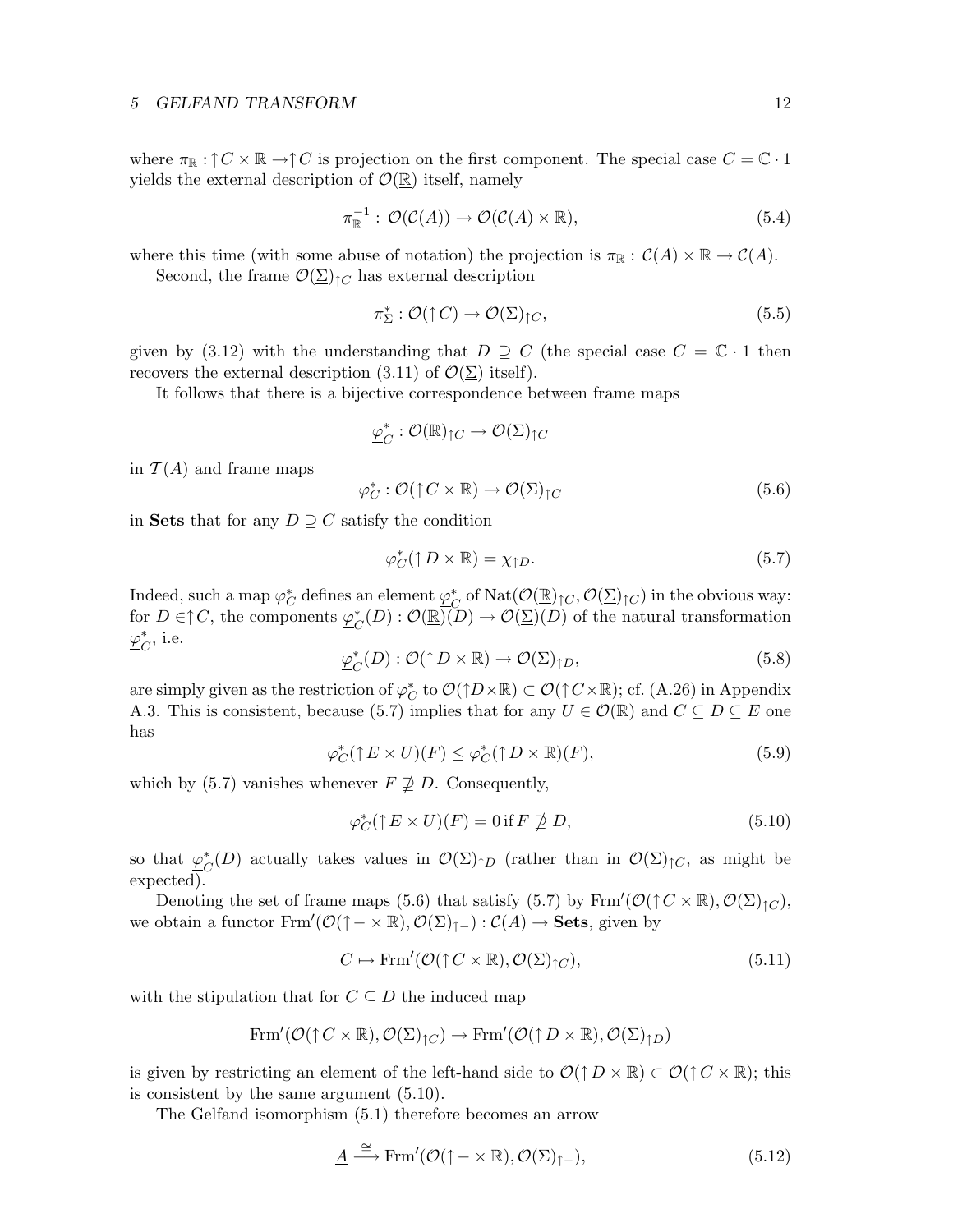where $\pi_{\mathbb{R}} : \uparrow C \times \mathbb{R} \to \uparrow C$ is projection on the first component. The special case $C = \mathbb{C} \cdot 1$ yields the external description of $\mathcal{O}(\underline{\mathbb{R}})$ itself, namely

$$\pi_{\mathbb{R}}^{-1} : \mathcal{O}(\mathcal{C}(A)) \to \mathcal{O}(\mathcal{C}(A) \times \mathbb{R}), \tag{5.4}$$

where this time (with some abuse of notation) the projection is $\pi_{\mathbb{R}} : \mathcal{C}(A) \times \mathbb{R} \to \mathcal{C}(A)$.

Second, the frame $\mathcal{O}(\underline{\Sigma})_{\uparrow C}$ has external description

$$\pi_{\Sigma}^{*} : \mathcal{O}(\uparrow C) \to \mathcal{O}(\Sigma)_{\uparrow C}, \tag{5.5}$$

given by (3.12) with the understanding that $D \supseteq C$ (the special case $C = \mathbb{C} \cdot 1$ then recovers the external description (3.11) of $\mathcal{O}(\underline{\Sigma})$ itself).

It follows that there is a bijective correspondence between frame maps

$$\underline{\varphi}_{C}^{*} : \mathcal{O}(\underline{\mathbb{R}})_{\uparrow C} \to \mathcal{O}(\underline{\Sigma})_{\uparrow C}$$

in $\mathcal{T}(A)$ and frame maps

$$\varphi_{C}^{*} : \mathcal{O}(\uparrow C \times \mathbb{R}) \to \mathcal{O}(\Sigma)_{\uparrow C} \tag{5.6}$$

in **Sets** that for any $D \supseteq C$ satisfy the condition

$$\varphi_{C}^{*}(\uparrow D \times \mathbb{R}) = \chi_{\uparrow D}. \tag{5.7}$$

Indeed, such a map $\varphi_{C}^{*}$ defines an element $\underline{\varphi}_{C}^{*}$ of $\mathrm{Nat}(\mathcal{O}(\underline{\mathbb{R}})_{\uparrow C}, \mathcal{O}(\underline{\Sigma})_{\uparrow C})$ in the obvious way: for $D \in \uparrow C$, the components $\underline{\varphi}_{C}^{*}(D) : \mathcal{O}(\underline{\mathbb{R}})(D) \to \mathcal{O}(\underline{\Sigma})(D)$ of the natural transformation $\underline{\varphi}_{C}^{*}$, i.e.

$$\underline{\varphi}_{C}^{*}(D) : \mathcal{O}(\uparrow D \times \mathbb{R}) \to \mathcal{O}(\Sigma)_{\uparrow D}, \tag{5.8}$$

are simply given as the restriction of $\varphi_{C}^{*}$ to $\mathcal{O}(\uparrow D \times \mathbb{R}) \subset \mathcal{O}(\uparrow C \times \mathbb{R})$; cf. (A.26) in Appendix A.3. This is consistent, because (5.7) implies that for any $U \in \mathcal{O}(\mathbb{R})$ and $C \subseteq D \subseteq E$ one has

$$\varphi_{C}^{*}(\uparrow E \times U)(F) \leq \varphi_{C}^{*}(\uparrow D \times \mathbb{R})(F), \tag{5.9}$$

which by (5.7) vanishes whenever $F \not\supseteq D$. Consequently,

$$\varphi_{C}^{*}(\uparrow E \times U)(F) = 0 \,\text{if}\, F \not\supseteq D, \tag{5.10}$$

so that $\underline{\varphi}_{C}^{*}(D)$ actually takes values in $\mathcal{O}(\Sigma)_{\uparrow D}$ (rather than in $\mathcal{O}(\Sigma)_{\uparrow C}$, as might be expected).

Denoting the set of frame maps (5.6) that satisfy (5.7) by $\mathrm{Frm}'(\mathcal{O}(\uparrow C \times \mathbb{R}), \mathcal{O}(\Sigma)_{\uparrow C})$, we obtain a functor $\mathrm{Frm}'(\mathcal{O}(\uparrow - \times \mathbb{R}), \mathcal{O}(\Sigma)_{\uparrow -}) : \mathcal{C}(A) \to \mathbf{Sets}$, given by

$$C \mapsto \mathrm{Frm}'(\mathcal{O}(\uparrow C \times \mathbb{R}), \mathcal{O}(\Sigma)_{\uparrow C}), \tag{5.11}$$

with the stipulation that for $C \subseteq D$ the induced map

$$\mathrm{Frm}'(\mathcal{O}(\uparrow C \times \mathbb{R}), \mathcal{O}(\Sigma)_{\uparrow C}) \to \mathrm{Frm}'(\mathcal{O}(\uparrow D \times \mathbb{R}), \mathcal{O}(\Sigma)_{\uparrow D})$$

is given by restricting an element of the left-hand side to $\mathcal{O}(\uparrow D \times \mathbb{R}) \subset \mathcal{O}(\uparrow C \times \mathbb{R})$; this is consistent by the same argument (5.10).

The Gelfand isomorphism (5.1) therefore becomes an arrow

$$\underline{A} \xrightarrow{\cong} \mathrm{Frm}'(\mathcal{O}(\uparrow - \times \mathbb{R}), \mathcal{O}(\Sigma)_{\uparrow -}), \tag{5.12}$$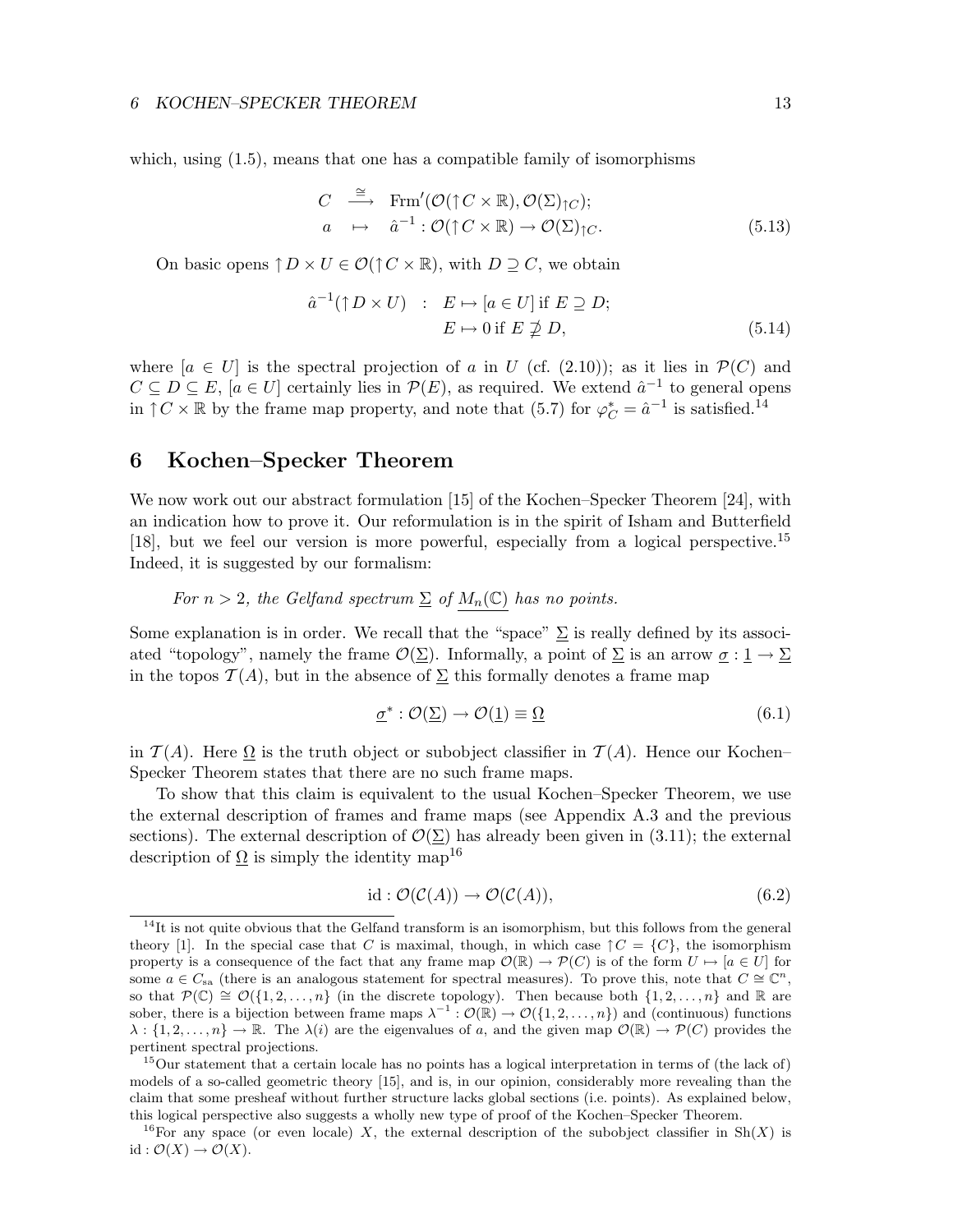which, using (1.5), means that one has a compatible family of isomorphisms

$$\begin{array}{rcl} C & \xrightarrow{\cong} & \mathrm{Frm}'(\mathcal{O}(\uparrow C \times \mathbb{R}), \mathcal{O}(\Sigma)_{\uparrow C}); \\ a & \mapsto & \hat{a}^{-1} : \mathcal{O}(\uparrow C \times \mathbb{R}) \to \mathcal{O}(\Sigma)_{\uparrow C}. \end{array} \tag{5.13}$$

On basic opens $\uparrow D \times U \in \mathcal{O}(\uparrow C \times \mathbb{R})$, with $D \supseteq C$, we obtain

$$\begin{array}{rcl} \hat{a}^{-1}(\uparrow D \times U) & : & E \mapsto [a \in U] \text{ if } E \supseteq D; \\ & & E \mapsto 0 \text{ if } E \not\supseteq D, \end{array} \tag{5.14}$$

where $[a \in U]$ is the spectral projection of $a$ in $U$ (cf. (2.10)); as it lies in $\mathcal{P}(C)$ and $C \subseteq D \subseteq E$, $[a \in U]$ certainly lies in $\mathcal{P}(E)$, as required. We extend $\hat{a}^{-1}$ to general opens in $\uparrow C \times \mathbb{R}$ by the frame map property, and note that (5.7) for $\varphi_C^* = \hat{a}^{-1}$ is satisfied.[14]

# 6 Kochen–Specker Theorem

We now work out our abstract formulation [15] of the Kochen–Specker Theorem [24], with an indication how to prove it. Our reformulation is in the spirit of Isham and Butterfield [18], but we feel our version is more powerful, especially from a logical perspective.[15] Indeed, it is suggested by our formalism:

*For $n > 2$, the Gelfand spectrum $\underline{\Sigma}$ of $\underline{M_n(\mathbb{C})}$ has no points.*

Some explanation is in order. We recall that the "space" $\underline{\Sigma}$ is really defined by its associated "topology", namely the frame $\mathcal{O}(\underline{\Sigma})$. Informally, a point of $\underline{\Sigma}$ is an arrow $\underline{\sigma} : \underline{1} \to \underline{\Sigma}$ in the topos $\mathcal{T}(A)$, but in the absence of $\underline{\Sigma}$ this formally denotes a frame map

$$\underline{\sigma}^* : \mathcal{O}(\underline{\Sigma}) \to \mathcal{O}(\underline{1}) \equiv \underline{\Omega} \tag{6.1}$$

in $\mathcal{T}(A)$. Here $\underline{\Omega}$ is the truth object or subobject classifier in $\mathcal{T}(A)$. Hence our Kochen–Specker Theorem states that there are no such frame maps.

To show that this claim is equivalent to the usual Kochen–Specker Theorem, we use the external description of frames and frame maps (see Appendix A.3 and the previous sections). The external description of $\mathcal{O}(\underline{\Sigma})$ has already been given in (3.11); the external description of $\underline{\Omega}$ is simply the identity map[16]

$$\mathrm{id} : \mathcal{O}(\mathcal{C}(A)) \to \mathcal{O}(\mathcal{C}(A)), \tag{6.2}$$

---

[14] It is not quite obvious that the Gelfand transform is an isomorphism, but this follows from the general theory [1]. In the special case that $C$ is maximal, though, in which case $\uparrow C = \{C\}$, the isomorphism property is a consequence of the fact that any frame map $\mathcal{O}(\mathbb{R}) \to \mathcal{P}(C)$ is of the form $U \mapsto [a \in U]$ for some $a \in C_{\mathrm{sa}}$ (there is an analogous statement for spectral measures). To prove this, note that $C \cong \mathbb{C}^n$, so that $\mathcal{P}(\mathbb{C}) \cong \mathcal{O}(\{1, 2, \ldots, n\}$ (in the discrete topology). Then because both $\{1, 2, \ldots, n\}$ and $\mathbb{R}$ are sober, there is a bijection between frame maps $\lambda^{-1} : \mathcal{O}(\mathbb{R}) \to \mathcal{O}(\{1, 2, \ldots, n\})$ and (continuous) functions $\lambda : \{1, 2, \ldots, n\} \to \mathbb{R}$. The $\lambda(i)$ are the eigenvalues of $a$, and the given map $\mathcal{O}(\mathbb{R}) \to \mathcal{P}(C)$ provides the pertinent spectral projections.

[15] Our statement that a certain locale has no points has a logical interpretation in terms of (the lack of) models of a so-called geometric theory [15], and is, in our opinion, considerably more revealing than the claim that some presheaf without further structure lacks global sections (i.e. points). As explained below, this logical perspective also suggests a wholly new type of proof of the Kochen–Specker Theorem.

[16] For any space (or even locale) $X$, the external description of the subobject classifier in $\mathrm{Sh}(X)$ is $\mathrm{id} : \mathcal{O}(X) \to \mathcal{O}(X)$.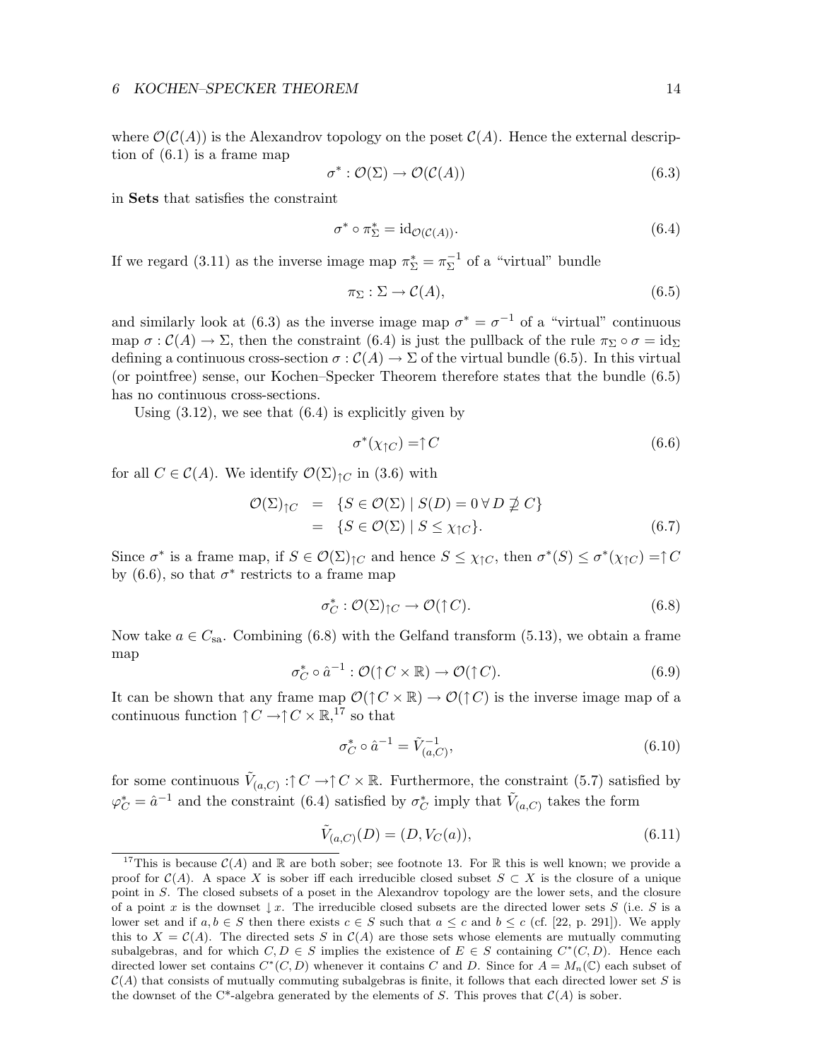where $\mathcal{O}(\mathcal{C}(A))$ is the Alexandrov topology on the poset $\mathcal{C}(A)$. Hence the external description of (6.1) is a frame map

$$\sigma^* : \mathcal{O}(\Sigma) \to \mathcal{O}(\mathcal{C}(A)) \tag{6.3}$$

in **Sets** that satisfies the constraint

$$\sigma^* \circ \pi_\Sigma^* = \mathrm{id}_{\mathcal{O}(\mathcal{C}(A))}. \tag{6.4}$$

If we regard (3.11) as the inverse image map $\pi_\Sigma^* = \pi_\Sigma^{-1}$ of a "virtual" bundle

$$\pi_\Sigma : \Sigma \to \mathcal{C}(A), \tag{6.5}$$

and similarly look at (6.3) as the inverse image map $\sigma^* = \sigma^{-1}$ of a "virtual" continuous map $\sigma : \mathcal{C}(A) \to \Sigma$, then the constraint (6.4) is just the pullback of the rule $\pi_\Sigma \circ \sigma = \mathrm{id}_\Sigma$ defining a continuous cross-section $\sigma : \mathcal{C}(A) \to \Sigma$ of the virtual bundle (6.5). In this virtual (or pointfree) sense, our Kochen–Specker Theorem therefore states that the bundle (6.5) has no continuous cross-sections.

Using (3.12), we see that (6.4) is explicitly given by

$$\sigma^*(\chi_{\uparrow C}) = \uparrow C \tag{6.6}$$

for all $C \in \mathcal{C}(A)$. We identify $\mathcal{O}(\Sigma)_{\uparrow C}$ in (3.6) with

$$\begin{aligned} \mathcal{O}(\Sigma)_{\uparrow C} &= \{S \in \mathcal{O}(\Sigma) \mid S(D) = 0 \; \forall \, D \not\supseteq C\} \\ &= \{S \in \mathcal{O}(\Sigma) \mid S \leq \chi_{\uparrow C}\}. \end{aligned} \tag{6.7}$$

Since $\sigma^*$ is a frame map, if $S \in \mathcal{O}(\Sigma)_{\uparrow C}$ and hence $S \leq \chi_{\uparrow C}$, then $\sigma^*(S) \leq \sigma^*(\chi_{\uparrow C}) = \uparrow C$ by (6.6), so that $\sigma^*$ restricts to a frame map

$$\sigma_C^* : \mathcal{O}(\Sigma)_{\uparrow C} \to \mathcal{O}(\uparrow C). \tag{6.8}$$

Now take $a \in C_{\mathrm{sa}}$. Combining (6.8) with the Gelfand transform (5.13), we obtain a frame map

$$\sigma_C^* \circ \hat{a}^{-1} : \mathcal{O}(\uparrow C \times \mathbb{R}) \to \mathcal{O}(\uparrow C). \tag{6.9}$$

It can be shown that any frame map $\mathcal{O}(\uparrow C \times \mathbb{R}) \to \mathcal{O}(\uparrow C)$ is the inverse image map of a continuous function $\uparrow C \to \uparrow C \times \mathbb{R}$,[17] so that

$$\sigma_C^* \circ \hat{a}^{-1} = \tilde{V}_{(a,C)}^{-1}, \tag{6.10}$$

for some continuous $\tilde{V}_{(a,C)} : \uparrow C \to \uparrow C \times \mathbb{R}$. Furthermore, the constraint (5.7) satisfied by $\varphi_C^* = \hat{a}^{-1}$ and the constraint (6.4) satisfied by $\sigma_C^*$ imply that $\tilde{V}_{(a,C)}$ takes the form

$$\tilde{V}_{(a,C)}(D) = (D, V_C(a)), \tag{6.11}$$

[17] This is because $\mathcal{C}(A)$ and $\mathbb{R}$ are both sober; see footnote 13. For $\mathbb{R}$ this is well known; we provide a proof for $\mathcal{C}(A)$. A space $X$ is sober iff each irreducible closed subset $S \subset X$ is the closure of a unique point in $S$. The closed subsets of a poset in the Alexandrov topology are the lower sets, and the closure of a point $x$ is the downset $\downarrow x$. The irreducible closed subsets are the directed lower sets $S$ (i.e. $S$ is a lower set and if $a, b \in S$ then there exists $c \in S$ such that $a \leq c$ and $b \leq c$ (cf. [22, p. 291]). We apply this to $X = \mathcal{C}(A)$. The directed sets $S$ in $\mathcal{C}(A)$ are those sets whose elements are mutually commuting subalgebras, and for which $C, D \in S$ implies the existence of $E \in S$ containing $C^*(C, D)$. Hence each directed lower set contains $C^*(C, D)$ whenever it contains $C$ and $D$. Since for $A = M_n(\mathbb{C})$ each subset of $\mathcal{C}(A)$ that consists of mutually commuting subalgebras is finite, it follows that each directed lower set $S$ is the downset of the C*-algebra generated by the elements of $S$. This proves that $\mathcal{C}(A)$ is sober.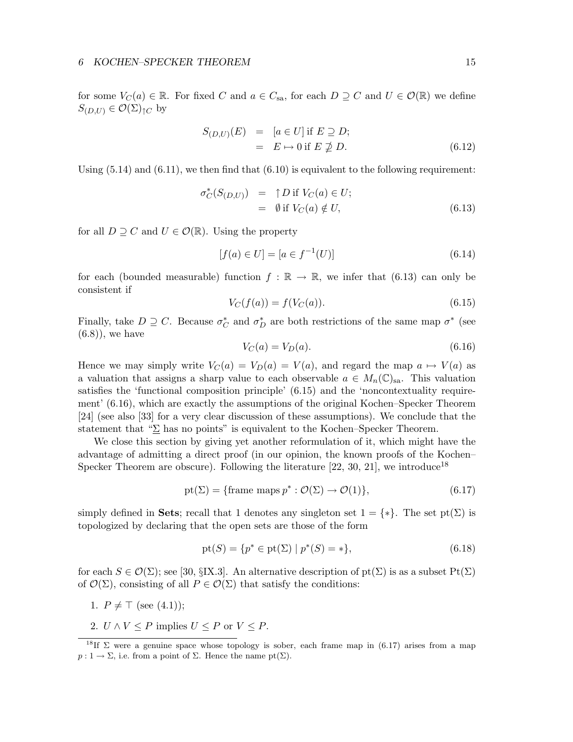for some $V_C(a) \in \mathbb{R}$. For fixed $C$ and $a \in C_{\mathrm{sa}}$, for each $D \supseteq C$ and $U \in \mathcal{O}(\mathbb{R})$ we define $S_{(D,U)} \in \mathcal{O}(\Sigma)_{\uparrow C}$ by

$$
\begin{aligned}
S_{(D,U)}(E) &= [a \in U] \text{ if } E \supseteq D; \\
&= E \mapsto 0 \text{ if } E \not\supseteq D.
\end{aligned}
\tag{6.12}
$$

Using (5.14) and (6.11), we then find that (6.10) is equivalent to the following requirement:

$$
\begin{aligned}
\sigma_C^*(S_{(D,U)}) &= \uparrow D \text{ if } V_C(a) \in U; \\
&= \emptyset \text{ if } V_C(a) \notin U,
\end{aligned}
\tag{6.13}
$$

for all $D \supseteq C$ and $U \in \mathcal{O}(\mathbb{R})$. Using the property

$$
[f(a) \in U] = [a \in f^{-1}(U)] \tag{6.14}
$$

for each (bounded measurable) function $f : \mathbb{R} \to \mathbb{R}$, we infer that (6.13) can only be consistent if

$$
V_C(f(a)) = f(V_C(a)). \tag{6.15}
$$

Finally, take $D \supseteq C$. Because $\sigma_C^*$ and $\sigma_D^*$ are both restrictions of the same map $\sigma^*$ (see (6.8)), we have

$$
V_C(a) = V_D(a). \tag{6.16}
$$

Hence we may simply write $V_C(a) = V_D(a) = V(a)$, and regard the map $a \mapsto V(a)$ as a valuation that assigns a sharp value to each observable $a \in M_n(\mathbb{C})_{\mathrm{sa}}$. This valuation satisfies the 'functional composition principle' (6.15) and the 'noncontextuality requirement' (6.16), which are exactly the assumptions of the original Kochen–Specker Theorem [24] (see also [33] for a very clear discussion of these assumptions). We conclude that the statement that "$\underline{\Sigma}$ has no points" is equivalent to the Kochen–Specker Theorem.

We close this section by giving yet another reformulation of it, which might have the advantage of admitting a direct proof (in our opinion, the known proofs of the Kochen–Specker Theorem are obscure). Following the literature [22, 30, 21], we introduce[18]

$$
\mathrm{pt}(\Sigma) = \{\text{frame maps } p^* : \mathcal{O}(\Sigma) \to \mathcal{O}(1)\}, \tag{6.17}
$$

simply defined in **Sets**; recall that 1 denotes any singleton set $1 = \{*\}$. The set $\mathrm{pt}(\Sigma)$ is topologized by declaring that the open sets are those of the form

$$
\mathrm{pt}(S) = \{p^* \in \mathrm{pt}(\Sigma) \mid p^*(S) = *\}, \tag{6.18}
$$

for each $S \in \mathcal{O}(\Sigma)$; see [30, §IX.3]. An alternative description of $\mathrm{pt}(\Sigma)$ is as a subset $\mathrm{Pt}(\Sigma)$ of $\mathcal{O}(\Sigma)$, consisting of all $P \in \mathcal{O}(\Sigma)$ that satisfy the conditions:

1. $P \neq \top$ (see (4.1));
2. $U \wedge V \leq P$ implies $U \leq P$ or $V \leq P$.

[18] If $\Sigma$ were a genuine space whose topology is sober, each frame map in (6.17) arises from a map $p : 1 \to \Sigma$, i.e. from a point of $\Sigma$. Hence the name $\mathrm{pt}(\Sigma)$.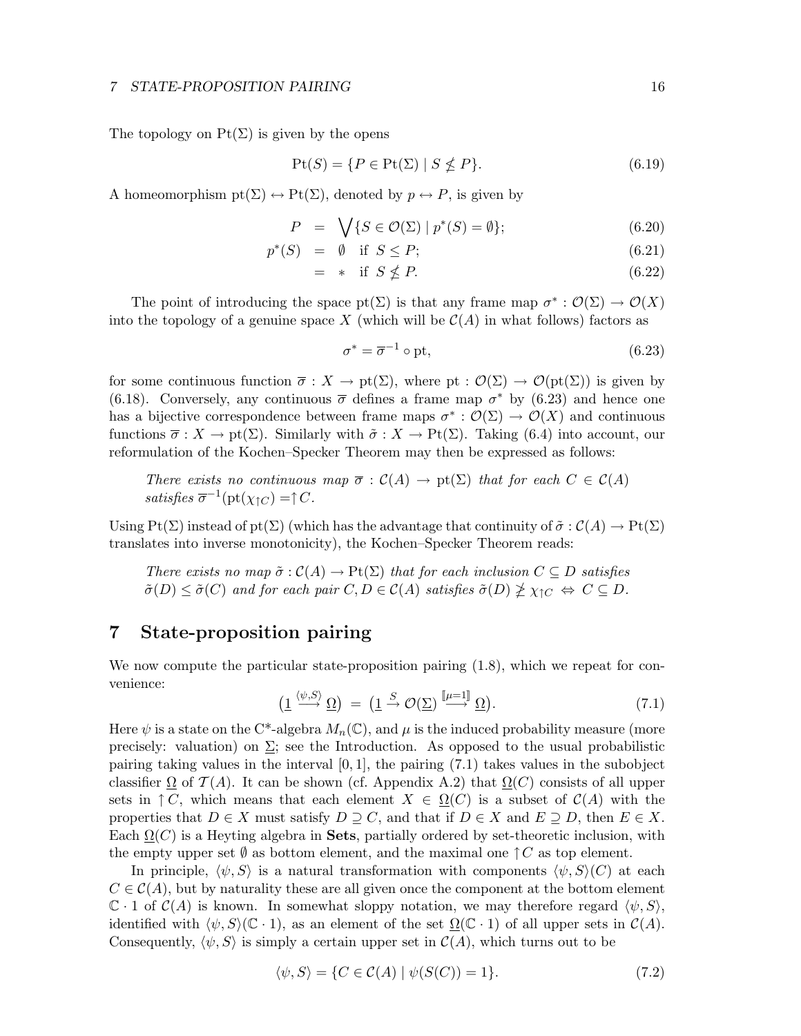The topology on $\mathrm{Pt}(\Sigma)$ is given by the opens

$$\mathrm{Pt}(S) = \{P \in \mathrm{Pt}(\Sigma) \mid S \not\leq P\}. \tag{6.19}$$

A homeomorphism $\mathrm{pt}(\Sigma) \leftrightarrow \mathrm{Pt}(\Sigma)$, denoted by $p \leftrightarrow P$, is given by

$$\begin{aligned} P &= \bigvee \{S \in \mathcal{O}(\Sigma) \mid p^*(S) = \emptyset\}; & (6.20)\\ p^*(S) &= \emptyset \quad \text{if } S \leq P; & (6.21)\\ &= * \quad \text{if } S \not\leq P. & (6.22) \end{aligned}$$

The point of introducing the space $\mathrm{pt}(\Sigma)$ is that any frame map $\sigma^* : \mathcal{O}(\Sigma) \to \mathcal{O}(X)$ into the topology of a genuine space $X$ (which will be $\mathcal{C}(A)$ in what follows) factors as

$$\sigma^* = \overline{\sigma}^{-1} \circ \mathrm{pt}, \tag{6.23}$$

for some continuous function $\overline{\sigma} : X \to \mathrm{pt}(\Sigma)$, where $\mathrm{pt} : \mathcal{O}(\Sigma) \to \mathcal{O}(\mathrm{pt}(\Sigma))$ is given by (6.18). Conversely, any continuous $\overline{\sigma}$ defines a frame map $\sigma^*$ by (6.23) and hence one has a bijective correspondence between frame maps $\sigma^* : \mathcal{O}(\Sigma) \to \mathcal{O}(X)$ and continuous functions $\overline{\sigma} : X \to \mathrm{pt}(\Sigma)$. Similarly with $\tilde{\sigma} : X \to \mathrm{Pt}(\Sigma)$. Taking (6.4) into account, our reformulation of the Kochen–Specker Theorem may then be expressed as follows:

*There exists no continuous map $\overline{\sigma} : \mathcal{C}(A) \to \mathrm{pt}(\Sigma)$ that for each $C \in \mathcal{C}(A)$ satisfies $\overline{\sigma}^{-1}(\mathrm{pt}(\chi_{\uparrow C}) = \uparrow C$.*

Using $\mathrm{Pt}(\Sigma)$ instead of $\mathrm{pt}(\Sigma)$ (which has the advantage that continuity of $\tilde{\sigma} : \mathcal{C}(A) \to \mathrm{Pt}(\Sigma)$ translates into inverse monotonicity), the Kochen–Specker Theorem reads:

*There exists no map $\tilde{\sigma} : \mathcal{C}(A) \to \mathrm{Pt}(\Sigma)$ that for each inclusion $C \subseteq D$ satisfies $\tilde{\sigma}(D) \leq \tilde{\sigma}(C)$ and for each pair $C, D \in \mathcal{C}(A)$ satisfies $\tilde{\sigma}(D) \not\geq \chi_{\uparrow C} \Leftrightarrow C \subseteq D$.*

# 7 State-proposition pairing

We now compute the particular state-proposition pairing (1.8), which we repeat for convenience:

$$\big(\underline{1} \xrightarrow{\langle \psi, S\rangle} \underline{\Omega}\big) = \big(\underline{1} \xrightarrow{S} \mathcal{O}(\underline{\Sigma}) \xrightarrow{[\![\mu=1]\!]} \underline{\Omega}\big). \tag{7.1}$$

Here $\psi$ is a state on the C*-algebra $M_n(\mathbb{C})$, and $\mu$ is the induced probability measure (more precisely: valuation) on $\underline{\Sigma}$; see the Introduction. As opposed to the usual probabilistic pairing taking values in the interval $[0,1]$, the pairing (7.1) takes values in the subobject classifier $\underline{\Omega}$ of $\mathcal{T}(A)$. It can be shown (cf. Appendix A.2) that $\underline{\Omega}(C)$ consists of all upper sets in $\uparrow C$, which means that each element $X \in \underline{\Omega}(C)$ is a subset of $\mathcal{C}(A)$ with the properties that $D \in X$ must satisfy $D \supseteq C$, and that if $D \in X$ and $E \supseteq D$, then $E \in X$. Each $\underline{\Omega}(C)$ is a Heyting algebra in **Sets**, partially ordered by set-theoretic inclusion, with the empty upper set $\emptyset$ as bottom element, and the maximal one $\uparrow C$ as top element.

In principle, $\langle \psi, S\rangle$ is a natural transformation with components $\langle \psi, S\rangle(C)$ at each $C \in \mathcal{C}(A)$, but by naturality these are all given once the component at the bottom element $\mathbb{C} \cdot 1$ of $\mathcal{C}(A)$ is known. In somewhat sloppy notation, we may therefore regard $\langle \psi, S\rangle$, identified with $\langle \psi, S\rangle(\mathbb{C} \cdot 1)$, as an element of the set $\underline{\Omega}(\mathbb{C} \cdot 1)$ of all upper sets in $\mathcal{C}(A)$. Consequently, $\langle \psi, S\rangle$ is simply a certain upper set in $\mathcal{C}(A)$, which turns out to be

$$\langle \psi, S\rangle = \{C \in \mathcal{C}(A) \mid \psi(S(C)) = 1\}. \tag{7.2}$$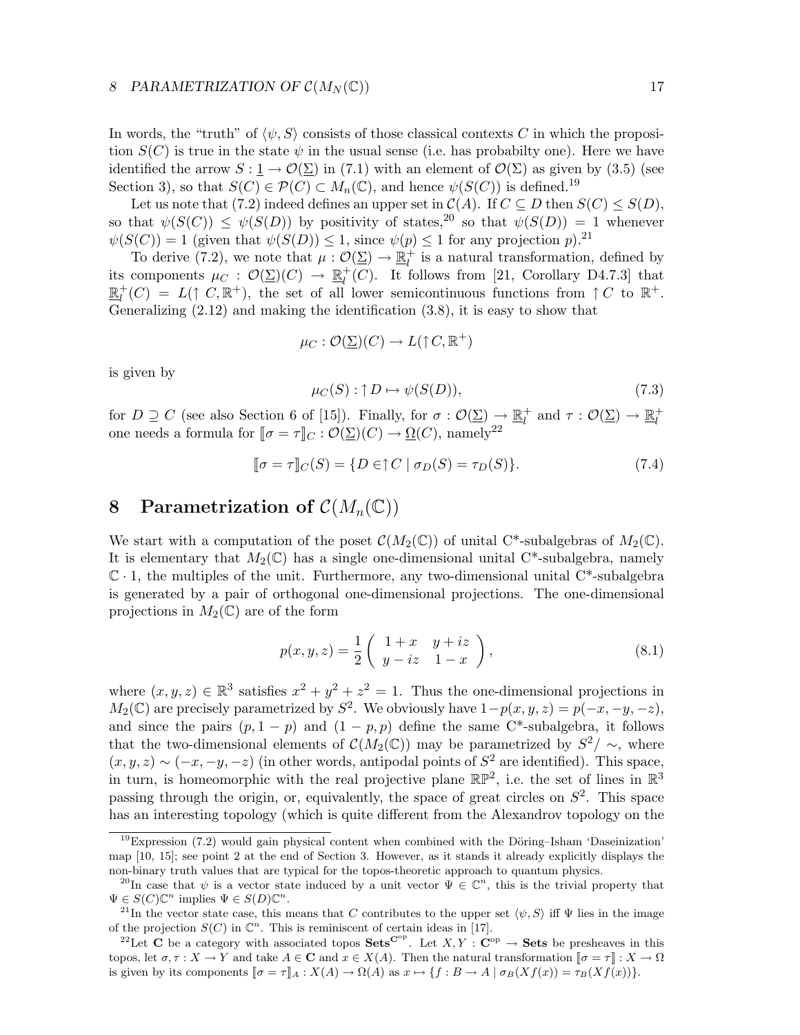In words, the "truth" of $\langle \psi, S \rangle$ consists of those classical contexts $C$ in which the proposition $S(C)$ is true in the state $\psi$ in the usual sense (i.e. has probabilty one). Here we have identified the arrow $S : \underline{1} \to \mathcal{O}(\underline{\Sigma})$ in (7.1) with an element of $\mathcal{O}(\Sigma)$ as given by (3.5) (see Section 3), so that $S(C) \in \mathcal{P}(C) \subset M_n(\mathbb{C})$, and hence $\psi(S(C))$ is defined.[19]

Let us note that (7.2) indeed defines an upper set in $\mathcal{C}(A)$. If $C \subseteq D$ then $S(C) \leq S(D)$, so that $\psi(S(C)) \leq \psi(S(D))$ by positivity of states,[20] so that $\psi(S(D)) = 1$ whenever $\psi(S(C)) = 1$ (given that $\psi(S(D)) \leq 1$, since $\psi(p) \leq 1$ for any projection $p$).[21]

To derive (7.2), we note that $\mu : \mathcal{O}(\underline{\Sigma}) \to \underline{\mathbb{R}}_l^+$ is a natural transformation, defined by its components $\mu_C : \mathcal{O}(\underline{\Sigma})(C) \to \underline{\mathbb{R}}_l^+(C)$. It follows from [21, Corollary D4.7.3] that $\underline{\mathbb{R}}_l^+(C) = L(\uparrow C, \mathbb{R}^+)$, the set of all lower semicontinuous functions from $\uparrow C$ to $\mathbb{R}^+$. Generalizing (2.12) and making the identification (3.8), it is easy to show that

$$\mu_C : \mathcal{O}(\underline{\Sigma})(C) \to L(\uparrow C, \mathbb{R}^+)$$

is given by

$$\mu_C(S) : \uparrow D \mapsto \psi(S(D)), \tag{7.3}$$

for $D \supseteq C$ (see also Section 6 of [15]). Finally, for $\sigma : \mathcal{O}(\underline{\Sigma}) \to \underline{\mathbb{R}}_l^+$ and $\tau : \mathcal{O}(\underline{\Sigma}) \to \underline{\mathbb{R}}_l^+$ one needs a formula for $[\![\sigma = \tau]\!]_C : \mathcal{O}(\underline{\Sigma})(C) \to \underline{\Omega}(C)$, namely[22]

$$[\![\sigma = \tau]\!]_C(S) = \{D \in \uparrow C \mid \sigma_D(S) = \tau_D(S)\}. \tag{7.4}$$

# 8 Parametrization of $\mathcal{C}(M_n(\mathbb{C}))$

We start with a computation of the poset $\mathcal{C}(M_2(\mathbb{C}))$ of unital C*-subalgebras of $M_2(\mathbb{C})$. It is elementary that $M_2(\mathbb{C})$ has a single one-dimensional unital C*-subalgebra, namely $\mathbb{C} \cdot 1$, the multiples of the unit. Furthermore, any two-dimensional unital C*-subalgebra is generated by a pair of orthogonal one-dimensional projections. The one-dimensional projections in $M_2(\mathbb{C})$ are of the form

$$p(x, y, z) = \frac{1}{2} \begin{pmatrix} 1 + x & y + iz \\ y - iz & 1 - x \end{pmatrix}, \tag{8.1}$$

where $(x, y, z) \in \mathbb{R}^3$ satisfies $x^2 + y^2 + z^2 = 1$. Thus the one-dimensional projections in $M_2(\mathbb{C})$ are precisely parametrized by $S^2$. We obviously have $1 - p(x, y, z) = p(-x, -y, -z)$, and since the pairs $(p, 1 - p)$ and $(1 - p, p)$ define the same C*-subalgebra, it follows that the two-dimensional elements of $\mathcal{C}(M_2(\mathbb{C}))$ may be parametrized by $S^2/\sim$, where $(x, y, z) \sim (-x, -y, -z)$ (in other words, antipodal points of $S^2$ are identified). This space, in turn, is homeomorphic with the real projective plane $\mathbb{RP}^2$, i.e. the set of lines in $\mathbb{R}^3$ passing through the origin, or, equivalently, the space of great circles on $S^2$. This space has an interesting topology (which is quite different from the Alexandrov topology on the

---

[19] Expression (7.2) would gain physical content when combined with the Döring–Isham 'Daseinization' map [10, 15]; see point 2 at the end of Section 3. However, as it stands it already explicitly displays the non-binary truth values that are typical for the topos-theoretic approach to quantum physics.

[20] In case that $\psi$ is a vector state induced by a unit vector $\Psi \in \mathbb{C}^n$, this is the trivial property that $\Psi \in S(C)\mathbb{C}^n$ implies $\Psi \in S(D)\mathbb{C}^n$.

[21] In the vector state case, this means that $C$ contributes to the upper set $\langle \psi, S \rangle$ iff $\Psi$ lies in the image of the projection $S(C)$ in $\mathbb{C}^n$. This is reminiscent of certain ideas in [17].

[22] Let $\mathbf{C}$ be a category with associated topos $\mathbf{Sets}^{\mathbf{C}^{\mathrm{op}}}$. Let $X, Y : \mathbf{C}^{\mathrm{op}} \to \mathbf{Sets}$ be presheaves in this topos, let $\sigma, \tau : X \to Y$ and take $A \in \mathbf{C}$ and $x \in X(A)$. Then the natural transformation $[\![\sigma = \tau]\!] : X \to \Omega$ is given by its components $[\![\sigma = \tau]\!]_A : X(A) \to \Omega(A)$ as $x \mapsto \{f : B \to A \mid \sigma_B(Xf(x)) = \tau_B(Xf(x))\}$.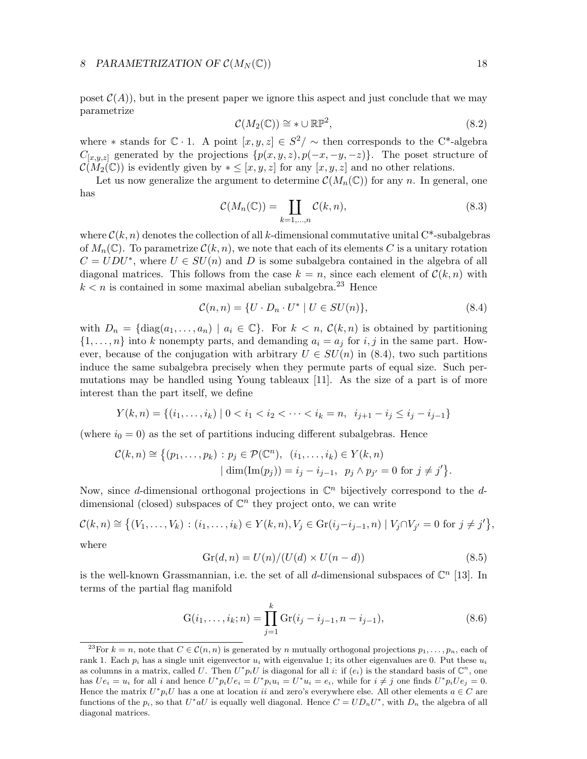poset $\mathcal{C}(A)$), but in the present paper we ignore this aspect and just conclude that we may parametrize

$$\mathcal{C}(M_2(\mathbb{C})) \cong * \cup \mathbb{RP}^2, \tag{8.2}$$

where $*$ stands for $\mathbb{C} \cdot 1$. A point $[x, y, z] \in S^2/\sim$ then corresponds to the C*-algebra $C_{[x,y,z]}$ generated by the projections $\{p(x, y, z), p(-x, -y, -z)\}$. The poset structure of $\mathcal{C}(M_2(\mathbb{C}))$ is evidently given by $* \leq [x, y, z]$ for any $[x, y, z]$ and no other relations.

Let us now generalize the argument to determine $\mathcal{C}(M_n(\mathbb{C}))$ for any $n$. In general, one has

$$\mathcal{C}(M_n(\mathbb{C})) = \coprod_{k=1,\dots,n} \mathcal{C}(k, n), \tag{8.3}$$

where $\mathcal{C}(k, n)$ denotes the collection of all $k$-dimensional commutative unital C*-subalgebras of $M_n(\mathbb{C})$. To parametrize $\mathcal{C}(k, n)$, we note that each of its elements $C$ is a unitary rotation $C = UDU^*$, where $U \in SU(n)$ and $D$ is some subalgebra contained in the algebra of all diagonal matrices. This follows from the case $k = n$, since each element of $\mathcal{C}(k, n)$ with $k < n$ is contained in some maximal abelian subalgebra.[23] Hence

$$\mathcal{C}(n, n) = \{U \cdot D_n \cdot U^* \mid U \in SU(n)\}, \tag{8.4}$$

with $D_n = \{\text{diag}(a_1, \dots, a_n) \mid a_i \in \mathbb{C}\}$. For $k < n$, $\mathcal{C}(k, n)$ is obtained by partitioning $\{1, \dots, n\}$ into $k$ nonempty parts, and demanding $a_i = a_j$ for $i, j$ in the same part. However, because of the conjugation with arbitrary $U \in SU(n)$ in (8.4), two such partitions induce the same subalgebra precisely when they permute parts of equal size. Such permutations may be handled using Young tableaux [11]. As the size of a part is of more interest than the part itself, we define

$$Y(k, n) = \{(i_1, \dots, i_k) \mid 0 < i_1 < i_2 < \dots < i_k = n, \;\; i_{j+1} - i_j \leq i_j - i_{j-1}\}$$

(where $i_0 = 0$) as the set of partitions inducing different subalgebras. Hence

$$\begin{aligned} \mathcal{C}(k, n) \cong \big\{(p_1, \dots, p_k) : p_j \in \mathcal{P}(\mathbb{C}^n), \;\; (i_1, \dots, i_k) \in Y(k, n) \\ \mid \dim(\text{Im}(p_j)) = i_j - i_{j-1}, \;\; p_j \wedge p_{j'} = 0 \text{ for } j \neq j'\big\}. \end{aligned}$$

Now, since $d$-dimensional orthogonal projections in $\mathbb{C}^n$ bijectively correspond to the $d$-dimensional (closed) subspaces of $\mathbb{C}^n$ they project onto, we can write

$$\mathcal{C}(k, n) \cong \big\{(V_1, \dots, V_k) : (i_1, \dots, i_k) \in Y(k, n), V_j \in \text{Gr}(i_j - i_{j-1}, n) \mid V_j \cap V_{j'} = 0 \text{ for } j \neq j'\big\},$$

where

$$\text{Gr}(d, n) = U(n)/(U(d) \times U(n - d)) \tag{8.5}$$

is the well-known Grassmannian, i.e. the set of all $d$-dimensional subspaces of $\mathbb{C}^n$ [13]. In terms of the partial flag manifold

$$\text{G}(i_1, \dots, i_k; n) = \prod_{j=1}^{k} \text{Gr}(i_j - i_{j-1}, n - i_{j-1}), \tag{8.6}$$

[23] For $k = n$, note that $C \in \mathcal{C}(n, n)$ is generated by $n$ mutually orthogonal projections $p_1, \dots, p_n$, each of rank 1. Each $p_i$ has a single unit eigenvector $u_i$ with eigenvalue 1; its other eigenvalues are 0. Put these $u_i$ as columns in a matrix, called $U$. Then $U^* p_i U$ is diagonal for all $i$: if $(e_i)$ is the standard basis of $\mathbb{C}^n$, one has $Ue_i = u_i$ for all $i$ and hence $U^* p_i U e_i = U^* p_i u_i = U^* u_i = e_i$, while for $i \neq j$ one finds $U^* p_i U e_j = 0$. Hence the matrix $U^* p_i U$ has a one at location $ii$ and zero's everywhere else. All other elements $a \in C$ are functions of the $p_i$, so that $U^* a U$ is equally well diagonal. Hence $C = U D_n U^*$, with $D_n$ the algebra of all diagonal matrices.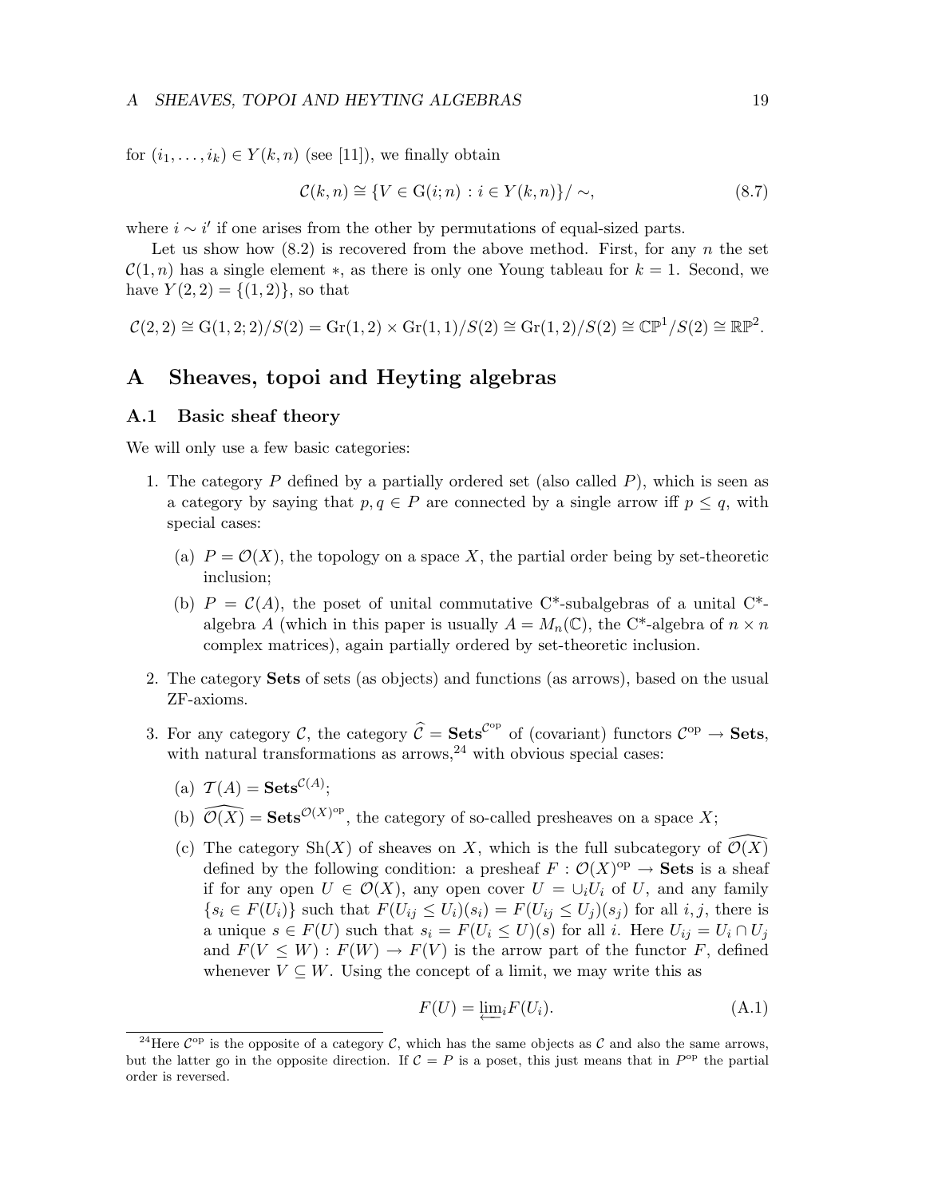for $(i_1, \ldots, i_k) \in Y(k,n)$ (see [11]), we finally obtain

$$\mathcal{C}(k,n) \cong \{V \in \mathrm{G}(i;n) : i \in Y(k,n)\}/\sim, \tag{8.7}$$

where $i \sim i'$ if one arises from the other by permutations of equal-sized parts.

Let us show how (8.2) is recovered from the above method. First, for any $n$ the set $\mathcal{C}(1,n)$ has a single element $*$, as there is only one Young tableau for $k = 1$. Second, we have $Y(2,2) = \{(1,2)\}$, so that

$$\mathcal{C}(2,2) \cong \mathrm{G}(1,2;2)/S(2) = \mathrm{Gr}(1,2) \times \mathrm{Gr}(1,1)/S(2) \cong \mathrm{Gr}(1,2)/S(2) \cong \mathbb{CP}^1/S(2) \cong \mathbb{RP}^2.$$

# A Sheaves, topoi and Heyting algebras

## A.1 Basic sheaf theory

We will only use a few basic categories:

1. The category $P$ defined by a partially ordered set (also called $P$), which is seen as a category by saying that $p, q \in P$ are connected by a single arrow iff $p \leq q$, with special cases:
   (a) $P = \mathcal{O}(X)$, the topology on a space $X$, the partial order being by set-theoretic inclusion;
   (b) $P = \mathcal{C}(A)$, the poset of unital commutative C*-subalgebras of a unital C*-algebra $A$ (which in this paper is usually $A = M_n(\mathbb{C})$, the C*-algebra of $n \times n$ complex matrices), again partially ordered by set-theoretic inclusion.
2. The category **Sets** of sets (as objects) and functions (as arrows), based on the usual ZF-axioms.
3. For any category $\mathcal{C}$, the category $\widehat{\mathcal{C}} = \mathbf{Sets}^{\mathcal{C}^{\mathrm{op}}}$ of (covariant) functors $\mathcal{C}^{\mathrm{op}} \to \mathbf{Sets}$, with natural transformations as arrows,[24] with obvious special cases:
   (a) $\mathcal{T}(A) = \mathbf{Sets}^{\mathcal{C}(A)}$;
   (b) $\widehat{\mathcal{O}(X)} = \mathbf{Sets}^{\mathcal{O}(X)^{\mathrm{op}}}$, the category of so-called presheaves on a space $X$;
   (c) The category $\mathrm{Sh}(X)$ of sheaves on $X$, which is the full subcategory of $\widehat{\mathcal{O}(X)}$ defined by the following condition: a presheaf $F : \mathcal{O}(X)^{\mathrm{op}} \to \mathbf{Sets}$ is a sheaf if for any open $U \in \mathcal{O}(X)$, any open cover $U = \cup_i U_i$ of $U$, and any family $\{s_i \in F(U_i)\}$ such that $F(U_{ij} \leq U_i)(s_i) = F(U_{ij} \leq U_j)(s_j)$ for all $i, j$, there is a unique $s \in F(U)$ such that $s_i = F(U_i \leq U)(s)$ for all $i$. Here $U_{ij} = U_i \cap U_j$ and $F(V \leq W) : F(W) \to F(V)$ is the arrow part of the functor $F$, defined whenever $V \subseteq W$. Using the concept of a limit, we may write this as

$$F(U) = \varprojlim_i F(U_i). \tag{A.1}$$

[24] Here $\mathcal{C}^{\mathrm{op}}$ is the opposite of a category $\mathcal{C}$, which has the same objects as $\mathcal{C}$ and also the same arrows, but the latter go in the opposite direction. If $\mathcal{C} = P$ is a poset, this just means that in $P^{\mathrm{op}}$ the partial order is reversed.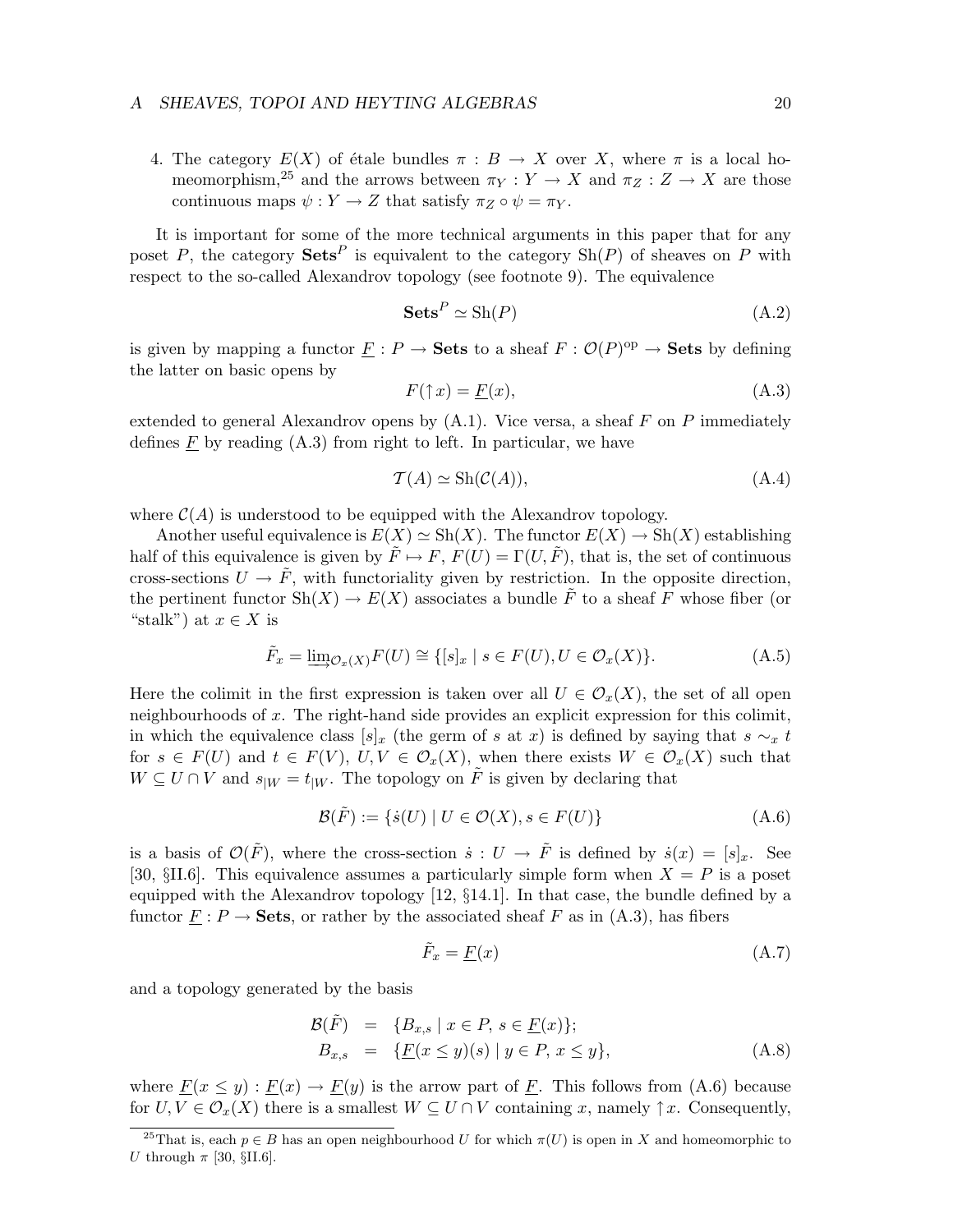4. The category $E(X)$ of étale bundles $\pi : B \to X$ over $X$, where $\pi$ is a local homeomorphism,[25] and the arrows between $\pi_Y : Y \to X$ and $\pi_Z : Z \to X$ are those continuous maps $\psi : Y \to Z$ that satisfy $\pi_Z \circ \psi = \pi_Y$.

It is important for some of the more technical arguments in this paper that for any poset $P$, the category $\mathbf{Sets}^P$ is equivalent to the category $\mathrm{Sh}(P)$ of sheaves on $P$ with respect to the so-called Alexandrov topology (see footnote 9). The equivalence

$$\mathbf{Sets}^P \simeq \mathrm{Sh}(P) \tag{A.2}$$

is given by mapping a functor $\underline{F} : P \to \mathbf{Sets}$ to a sheaf $F : \mathcal{O}(P)^{\mathrm{op}} \to \mathbf{Sets}$ by defining the latter on basic opens by

$$F(\uparrow x) = \underline{F}(x), \tag{A.3}$$

extended to general Alexandrov opens by (A.1). Vice versa, a sheaf $F$ on $P$ immediately defines $\underline{F}$ by reading (A.3) from right to left. In particular, we have

$$\mathcal{T}(A) \simeq \mathrm{Sh}(\mathcal{C}(A)), \tag{A.4}$$

where $\mathcal{C}(A)$ is understood to be equipped with the Alexandrov topology.

Another useful equivalence is $E(X) \simeq \mathrm{Sh}(X)$. The functor $E(X) \to \mathrm{Sh}(X)$ establishing half of this equivalence is given by $\tilde{F} \mapsto F$, $F(U) = \Gamma(U, \tilde{F})$, that is, the set of continuous cross-sections $U \to \tilde{F}$, with functoriality given by restriction. In the opposite direction, the pertinent functor $\mathrm{Sh}(X) \to E(X)$ associates a bundle $\tilde{F}$ to a sheaf $F$ whose fiber (or "stalk") at $x \in X$ is

$$\tilde{F}_x = \varinjlim_{\mathcal{O}_x(X)} F(U) \cong \{[s]_x \mid s \in F(U), U \in \mathcal{O}_x(X)\}. \tag{A.5}$$

Here the colimit in the first expression is taken over all $U \in \mathcal{O}_x(X)$, the set of all open neighbourhoods of $x$. The right-hand side provides an explicit expression for this colimit, in which the equivalence class $[s]_x$ (the germ of $s$ at $x$) is defined by saying that $s \sim_x t$ for $s \in F(U)$ and $t \in F(V)$, $U, V \in \mathcal{O}_x(X)$, when there exists $W \in \mathcal{O}_x(X)$ such that $W \subseteq U \cap V$ and $s_{|W} = t_{|W}$. The topology on $\tilde{F}$ is given by declaring that

$$\mathcal{B}(\tilde{F}) := \{\dot{s}(U) \mid U \in \mathcal{O}(X), s \in F(U)\} \tag{A.6}$$

is a basis of $\mathcal{O}(\tilde{F})$, where the cross-section $\dot{s} : U \to \tilde{F}$ is defined by $\dot{s}(x) = [s]_x$. See [30, §II.6]. This equivalence assumes a particularly simple form when $X = P$ is a poset equipped with the Alexandrov topology [12, §14.1]. In that case, the bundle defined by a functor $\underline{F} : P \to \mathbf{Sets}$, or rather by the associated sheaf $F$ as in (A.3), has fibers

$$\tilde{F}_x = \underline{F}(x) \tag{A.7}$$

and a topology generated by the basis

$$\begin{aligned} \mathcal{B}(\tilde{F}) &= \{B_{x,s} \mid x \in P, \, s \in \underline{F}(x)\}; \\ B_{x,s} &= \{\underline{F}(x \leq y)(s) \mid y \in P, \, x \leq y\}, \end{aligned} \tag{A.8}$$

where $\underline{F}(x \leq y) : \underline{F}(x) \to \underline{F}(y)$ is the arrow part of $\underline{F}$. This follows from (A.6) because for $U, V \in \mathcal{O}_x(X)$ there is a smallest $W \subseteq U \cap V$ containing $x$, namely $\uparrow x$. Consequently,

[25] That is, each $p \in B$ has an open neighbourhood $U$ for which $\pi(U)$ is open in $X$ and homeomorphic to $U$ through $\pi$ [30, §II.6].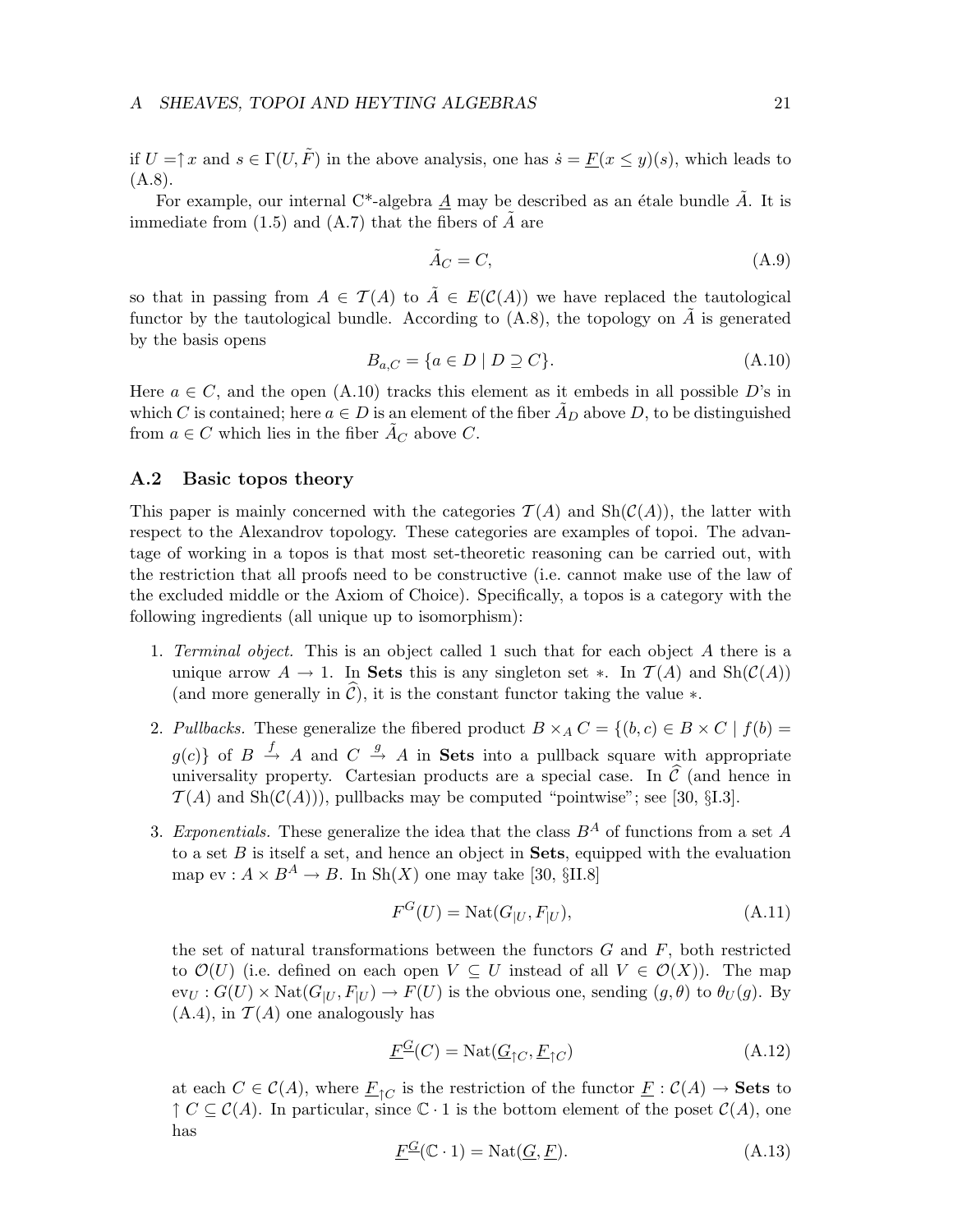if $U = \uparrow x$ and $s \in \Gamma(U, \tilde{F})$ in the above analysis, one has $\dot{s} = \underline{F}(x \leq y)(s)$, which leads to (A.8).

For example, our internal C*-algebra $\underline{A}$ may be described as an étale bundle $\tilde{A}$. It is immediate from (1.5) and (A.7) that the fibers of $\tilde{A}$ are

$$\tilde{A}_C = C, \tag{A.9}$$

so that in passing from $A \in \mathcal{T}(A)$ to $\tilde{A} \in E(\mathcal{C}(A))$ we have replaced the tautological functor by the tautological bundle. According to (A.8), the topology on $\tilde{A}$ is generated by the basis opens

$$B_{a,C} = \{a \in D \mid D \supseteq C\}. \tag{A.10}$$

Here $a \in C$, and the open (A.10) tracks this element as it embeds in all possible $D$'s in which $C$ is contained; here $a \in D$ is an element of the fiber $\tilde{A}_D$ above $D$, to be distinguished from $a \in C$ which lies in the fiber $\tilde{A}_C$ above $C$.

## A.2 Basic topos theory

This paper is mainly concerned with the categories $\mathcal{T}(A)$ and $\mathrm{Sh}(\mathcal{C}(A))$, the latter with respect to the Alexandrov topology. These categories are examples of topoi. The advantage of working in a topos is that most set-theoretic reasoning can be carried out, with the restriction that all proofs need to be constructive (i.e. cannot make use of the law of the excluded middle or the Axiom of Choice). Specifically, a topos is a category with the following ingredients (all unique up to isomorphism):

1. *Terminal object.* This is an object called 1 such that for each object $A$ there is a unique arrow $A \to 1$. In **Sets** this is any singleton set $*$. In $\mathcal{T}(A)$ and $\mathrm{Sh}(\mathcal{C}(A))$ (and more generally in $\widehat{\mathcal{C}}$), it is the constant functor taking the value $*$.

2. *Pullbacks.* These generalize the fibered product $B \times_A C = \{(b, c) \in B \times C \mid f(b) = g(c)\}$ of $B \xrightarrow{f} A$ and $C \xrightarrow{g} A$ in **Sets** into a pullback square with appropriate universality property. Cartesian products are a special case. In $\widehat{\mathcal{C}}$ (and hence in $\mathcal{T}(A)$ and $\mathrm{Sh}(\mathcal{C}(A))$), pullbacks may be computed "pointwise"; see [30, §I.3].

3. *Exponentials.* These generalize the idea that the class $B^A$ of functions from a set $A$ to a set $B$ is itself a set, and hence an object in **Sets**, equipped with the evaluation map $\mathrm{ev} : A \times B^A \to B$. In $\mathrm{Sh}(X)$ one may take [30, §II.8]

$$F^G(U) = \mathrm{Nat}(G_{|U}, F_{|U}), \tag{A.11}$$

the set of natural transformations between the functors $G$ and $F$, both restricted to $\mathcal{O}(U)$ (i.e. defined on each open $V \subseteq U$ instead of all $V \in \mathcal{O}(X)$). The map $\mathrm{ev}_U : G(U) \times \mathrm{Nat}(G_{|U}, F_{|U}) \to F(U)$ is the obvious one, sending $(g, \theta)$ to $\theta_U(g)$. By (A.4), in $\mathcal{T}(A)$ one analogously has

$$\underline{F}^{\underline{G}}(C) = \mathrm{Nat}(\underline{G}_{\uparrow C}, \underline{F}_{\uparrow C}) \tag{A.12}$$

at each $C \in \mathcal{C}(A)$, where $\underline{F}_{\uparrow C}$ is the restriction of the functor $\underline{F} : \mathcal{C}(A) \to \mathbf{Sets}$ to $\uparrow C \subseteq \mathcal{C}(A)$. In particular, since $\mathbb{C} \cdot 1$ is the bottom element of the poset $\mathcal{C}(A)$, one has

$$\underline{F}^{\underline{G}}(\mathbb{C} \cdot 1) = \mathrm{Nat}(\underline{G}, \underline{F}). \tag{A.13}$$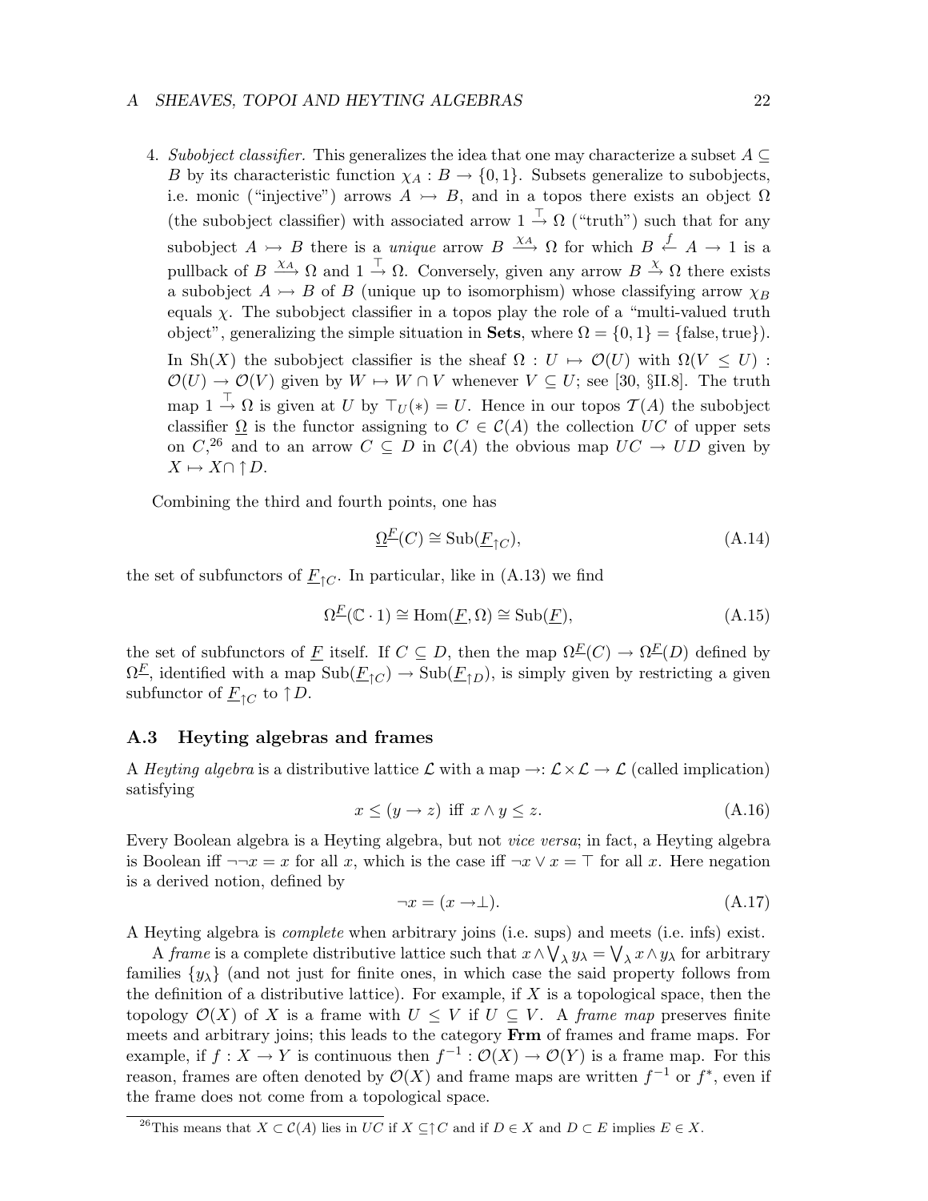4. *Subobject classifier.* This generalizes the idea that one may characterize a subset $A \subseteq B$ by its characteristic function $\chi_A : B \to \{0, 1\}$. Subsets generalize to subobjects, i.e. monic ("injective") arrows $A \rightarrowtail B$, and in a topos there exists an object $\Omega$ (the subobject classifier) with associated arrow $1 \xrightarrow{\top} \Omega$ ("truth") such that for any subobject $A \rightarrowtail B$ there is a *unique* arrow $B \xrightarrow{\chi_A} \Omega$ for which $B \xleftarrow{f} A \to 1$ is a pullback of $B \xrightarrow{\chi_A} \Omega$ and $1 \xrightarrow{\top} \Omega$. Conversely, given any arrow $B \xrightarrow{\chi} \Omega$ there exists a subobject $A \rightarrowtail B$ of $B$ (unique up to isomorphism) whose classifying arrow $\chi_B$ equals $\chi$. The subobject classifier in a topos play the role of a "multi-valued truth object", generalizing the simple situation in **Sets**, where $\Omega = \{0, 1\} = \{\text{false}, \text{true}\}$).

   In $\mathrm{Sh}(X)$ the subobject classifier is the sheaf $\Omega : U \mapsto \mathcal{O}(U)$ with $\Omega(V \leq U) : \mathcal{O}(U) \to \mathcal{O}(V)$ given by $W \mapsto W \cap V$ whenever $V \subseteq U$; see [30, §II.8]. The truth map $1 \xrightarrow{\top} \Omega$ is given at $U$ by $\top_U(*) = U$. Hence in our topos $\mathcal{T}(A)$ the subobject classifier $\underline{\Omega}$ is the functor assigning to $C \in \mathcal{C}(A)$ the collection $UC$ of upper sets on $C$,[26] and to an arrow $C \subseteq D$ in $\mathcal{C}(A)$ the obvious map $UC \to UD$ given by $X \mapsto X \cap \uparrow D$.

Combining the third and fourth points, one has

$$\underline{\Omega}^{\underline{F}}(C) \cong \mathrm{Sub}(\underline{F}_{\uparrow C}), \tag{A.14}$$

the set of subfunctors of $\underline{F}_{\uparrow C}$. In particular, like in (A.13) we find

$$\Omega^{\underline{F}}(\mathbb{C} \cdot 1) \cong \mathrm{Hom}(\underline{F}, \Omega) \cong \mathrm{Sub}(\underline{F}), \tag{A.15}$$

the set of subfunctors of $\underline{F}$ itself. If $C \subseteq D$, then the map $\Omega^{\underline{F}}(C) \to \Omega^{\underline{F}}(D)$ defined by $\Omega^{\underline{F}}$, identified with a map $\mathrm{Sub}(\underline{F}_{\uparrow C}) \to \mathrm{Sub}(\underline{F}_{\uparrow D})$, is simply given by restricting a given subfunctor of $\underline{F}_{\uparrow C}$ to $\uparrow D$.

## A.3 Heyting algebras and frames

A *Heyting algebra* is a distributive lattice $\mathcal{L}$ with a map $\to : \mathcal{L} \times \mathcal{L} \to \mathcal{L}$ (called implication) satisfying

$$x \leq (y \to z) \text{ iff } x \wedge y \leq z. \tag{A.16}$$

Every Boolean algebra is a Heyting algebra, but not *vice versa*; in fact, a Heyting algebra is Boolean iff $\neg\neg x = x$ for all $x$, which is the case iff $\neg x \vee x = \top$ for all $x$. Here negation is a derived notion, defined by

$$\neg x = (x \to \perp). \tag{A.17}$$

A Heyting algebra is *complete* when arbitrary joins (i.e. sups) and meets (i.e. infs) exist.

A *frame* is a complete distributive lattice such that $x \wedge \bigvee_\lambda y_\lambda = \bigvee_\lambda x \wedge y_\lambda$ for arbitrary families $\{y_\lambda\}$ (and not just for finite ones, in which case the said property follows from the definition of a distributive lattice). For example, if $X$ is a topological space, then the topology $\mathcal{O}(X)$ of $X$ is a frame with $U \leq V$ if $U \subseteq V$. A *frame map* preserves finite meets and arbitrary joins; this leads to the category **Frm** of frames and frame maps. For example, if $f : X \to Y$ is continuous then $f^{-1} : \mathcal{O}(X) \to \mathcal{O}(Y)$ is a frame map. For this reason, frames are often denoted by $\mathcal{O}(X)$ and frame maps are written $f^{-1}$ or $f^*$, even if the frame does not come from a topological space.

[26] This means that $X \subset \mathcal{C}(A)$ lies in $UC$ if $X \subseteq \uparrow C$ and if $D \in X$ and $D \subset E$ implies $E \in X$.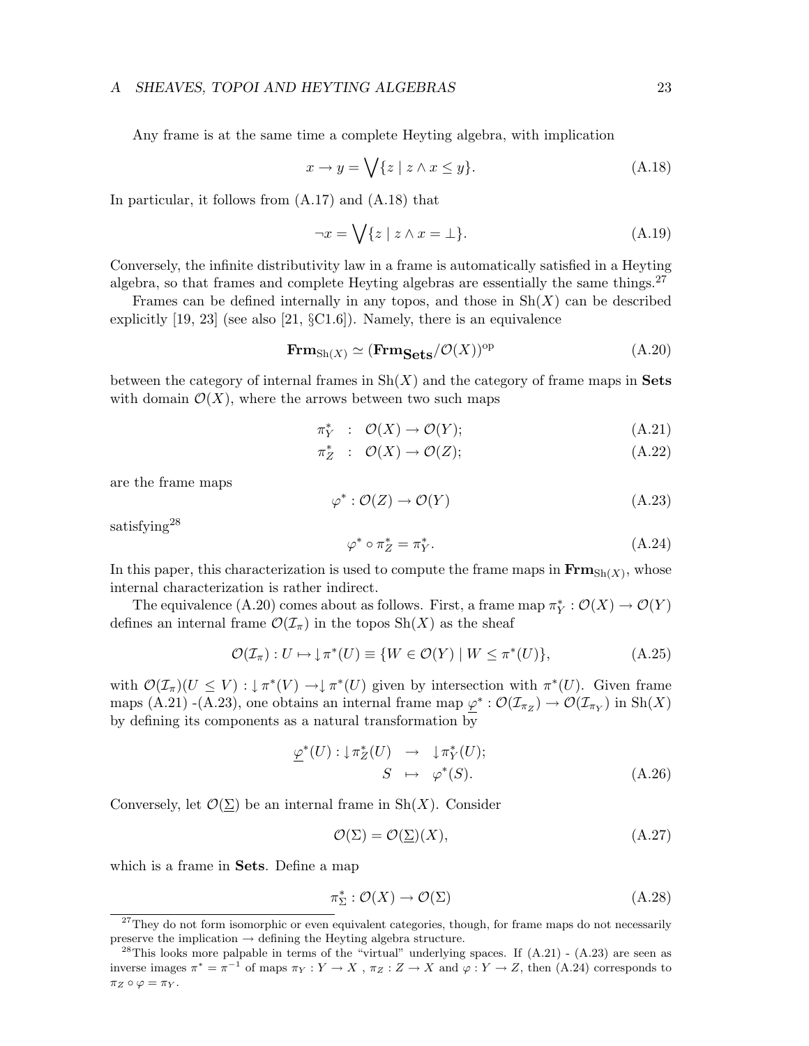Any frame is at the same time a complete Heyting algebra, with implication

$$x \to y = \bigvee\{z \mid z \wedge x \leq y\}. \tag{A.18}$$

In particular, it follows from (A.17) and (A.18) that

$$\neg x = \bigvee\{z \mid z \wedge x = \bot\}. \tag{A.19}$$

Conversely, the infinite distributivity law in a frame is automatically satisfied in a Heyting algebra, so that frames and complete Heyting algebras are essentially the same things.[27]

Frames can be defined internally in any topos, and those in $\mathrm{Sh}(X)$ can be described explicitly [19, 23] (see also [21, §C1.6]). Namely, there is an equivalence

$$\mathbf{Frm}_{\mathrm{Sh}(X)} \simeq (\mathbf{Frm}_{\mathbf{Sets}}/\mathcal{O}(X))^{\mathrm{op}} \tag{A.20}$$

between the category of internal frames in $\mathrm{Sh}(X)$ and the category of frame maps in **Sets** with domain $\mathcal{O}(X)$, where the arrows between two such maps

$$\pi_Y^* \;\; : \;\; \mathcal{O}(X) \to \mathcal{O}(Y); \tag{A.21}$$

$$\pi_Z^* \;\; : \;\; \mathcal{O}(X) \to \mathcal{O}(Z); \tag{A.22}$$

are the frame maps

$$\varphi^* : \mathcal{O}(Z) \to \mathcal{O}(Y) \tag{A.23}$$

satisfying[28]

$$\varphi^* \circ \pi_Z^* = \pi_Y^*. \tag{A.24}$$

In this paper, this characterization is used to compute the frame maps in $\mathbf{Frm}_{\mathrm{Sh}(X)}$, whose internal characterization is rather indirect.

The equivalence (A.20) comes about as follows. First, a frame map $\pi_Y^* : \mathcal{O}(X) \to \mathcal{O}(Y)$ defines an internal frame $\mathcal{O}(\mathcal{I}_\pi)$ in the topos $\mathrm{Sh}(X)$ as the sheaf

$$\mathcal{O}(\mathcal{I}_\pi) : U \mapsto {\downarrow}\pi^*(U) \equiv \{W \in \mathcal{O}(Y) \mid W \leq \pi^*(U)\}, \tag{A.25}$$

with $\mathcal{O}(\mathcal{I}_\pi)(U \leq V) : {\downarrow}\pi^*(V) \to {\downarrow}\pi^*(U)$ given by intersection with $\pi^*(U)$. Given frame maps (A.21) -(A.23), one obtains an internal frame map $\underline{\varphi}^* : \mathcal{O}(\mathcal{I}_{\pi_Z}) \to \mathcal{O}(\mathcal{I}_{\pi_Y})$ in $\mathrm{Sh}(X)$ by defining its components as a natural transformation by

$$\begin{aligned} \underline{\varphi}^*(U) : {\downarrow}\pi_Z^*(U) &\to {\downarrow}\pi_Y^*(U); \\ S &\mapsto \varphi^*(S). \end{aligned} \tag{A.26}$$

Conversely, let $\mathcal{O}(\underline{\Sigma})$ be an internal frame in $\mathrm{Sh}(X)$. Consider

$$\mathcal{O}(\Sigma) = \mathcal{O}(\underline{\Sigma})(X), \tag{A.27}$$

which is a frame in **Sets**. Define a map

$$\pi_\Sigma^* : \mathcal{O}(X) \to \mathcal{O}(\Sigma) \tag{A.28}$$

[27] They do not form isomorphic or even equivalent categories, though, for frame maps do not necessarily preserve the implication $\to$ defining the Heyting algebra structure.

[28] This looks more palpable in terms of the "virtual" underlying spaces. If (A.21) - (A.23) are seen as inverse images $\pi^* = \pi^{-1}$ of maps $\pi_Y : Y \to X$ , $\pi_Z : Z \to X$ and $\varphi : Y \to Z$, then (A.24) corresponds to $\pi_Z \circ \varphi = \pi_Y$.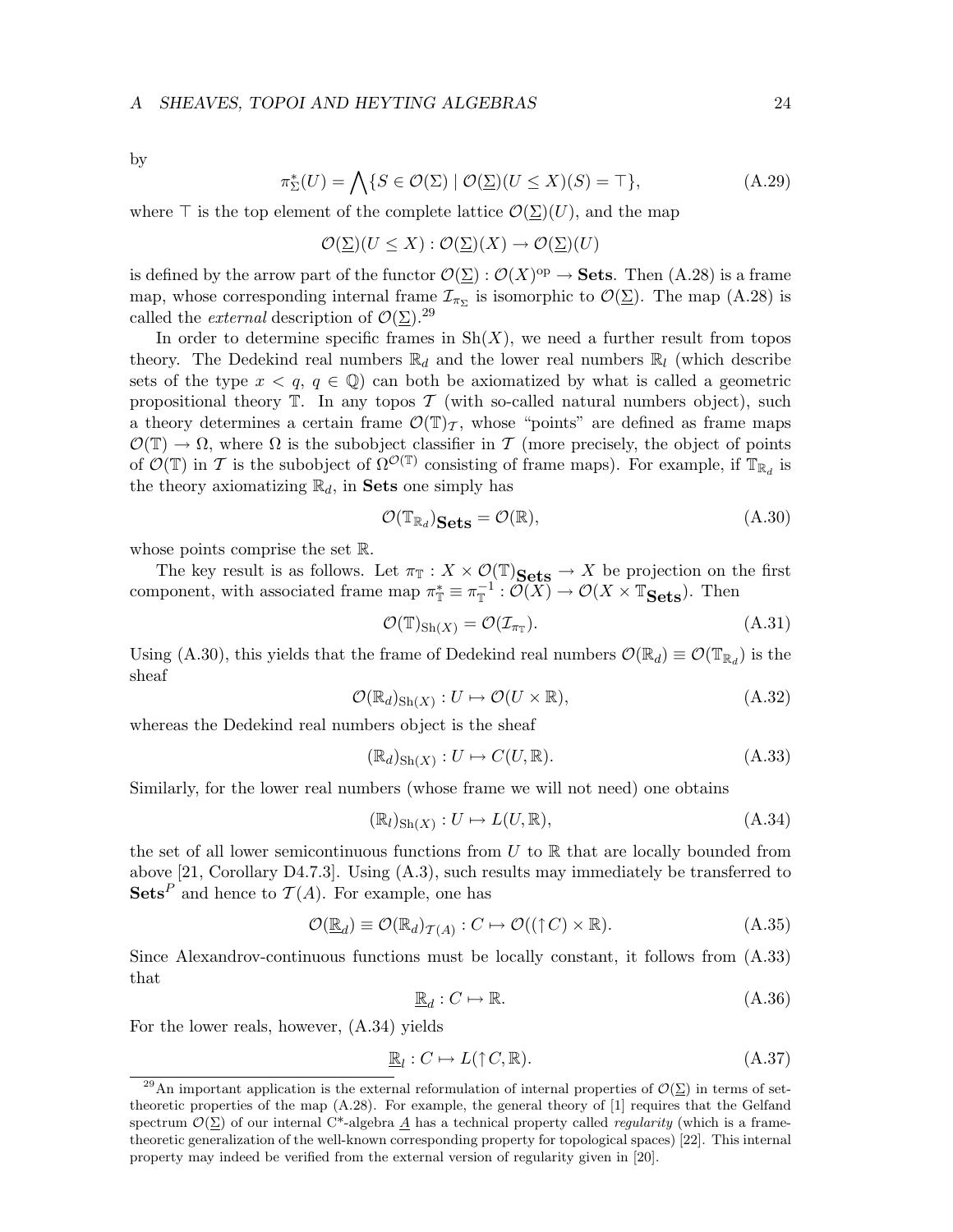by

$$\pi_\Sigma^*(U) = \bigwedge\{S \in \mathcal{O}(\Sigma) \mid \mathcal{O}(\underline{\Sigma})(U \leq X)(S) = \top\}, \tag{A.29}$$

where $\top$ is the top element of the complete lattice $\mathcal{O}(\underline{\Sigma})(U)$, and the map

$$\mathcal{O}(\underline{\Sigma})(U \leq X) : \mathcal{O}(\underline{\Sigma})(X) \to \mathcal{O}(\underline{\Sigma})(U)$$

is defined by the arrow part of the functor $\mathcal{O}(\underline{\Sigma}) : \mathcal{O}(X)^{\mathrm{op}} \to \mathbf{Sets}$. Then (A.28) is a frame map, whose corresponding internal frame $\mathcal{I}_{\pi_\Sigma}$ is isomorphic to $\mathcal{O}(\underline{\Sigma})$. The map (A.28) is called the *external* description of $\mathcal{O}(\underline{\Sigma})$.[29]

In order to determine specific frames in $\mathrm{Sh}(X)$, we need a further result from topos theory. The Dedekind real numbers $\mathbb{R}_d$ and the lower real numbers $\mathbb{R}_l$ (which describe sets of the type $x < q$, $q \in \mathbb{Q}$) can both be axiomatized by what is called a geometric propositional theory $\mathbb{T}$. In any topos $\mathcal{T}$ (with so-called natural numbers object), such a theory determines a certain frame $\mathcal{O}(\mathbb{T})_\mathcal{T}$, whose "points" are defined as frame maps $\mathcal{O}(\mathbb{T}) \to \Omega$, where $\Omega$ is the subobject classifier in $\mathcal{T}$ (more precisely, the object of points of $\mathcal{O}(\mathbb{T})$ in $\mathcal{T}$ is the subobject of $\Omega^{\mathcal{O}(\mathbb{T})}$ consisting of frame maps). For example, if $\mathbb{T}_{\mathbb{R}_d}$ is the theory axiomatizing $\mathbb{R}_d$, in **Sets** one simply has

$$\mathcal{O}(\mathbb{T}_{\mathbb{R}_d})_{\mathbf{Sets}} = \mathcal{O}(\mathbb{R}), \tag{A.30}$$

whose points comprise the set $\mathbb{R}$.

The key result is as follows. Let $\pi_\mathbb{T} : X \times \mathcal{O}(\mathbb{T})_{\mathbf{Sets}} \to X$ be projection on the first component, with associated frame map $\pi_\mathbb{T}^* \equiv \pi_\mathbb{T}^{-1} : \mathcal{O}(X) \to \mathcal{O}(X \times \mathbb{T}_{\mathbf{Sets}})$. Then

$$\mathcal{O}(\mathbb{T})_{\mathrm{Sh}(X)} = \mathcal{O}(\mathcal{I}_{\pi_\mathbb{T}}). \tag{A.31}$$

Using (A.30), this yields that the frame of Dedekind real numbers $\mathcal{O}(\mathbb{R}_d) \equiv \mathcal{O}(\mathbb{T}_{\mathbb{R}_d})$ is the sheaf

$$\mathcal{O}(\mathbb{R}_d)_{\mathrm{Sh}(X)} : U \mapsto \mathcal{O}(U \times \mathbb{R}), \tag{A.32}$$

whereas the Dedekind real numbers object is the sheaf

$$(\mathbb{R}_d)_{\mathrm{Sh}(X)} : U \mapsto C(U, \mathbb{R}). \tag{A.33}$$

Similarly, for the lower real numbers (whose frame we will not need) one obtains

$$(\mathbb{R}_l)_{\mathrm{Sh}(X)} : U \mapsto L(U, \mathbb{R}), \tag{A.34}$$

the set of all lower semicontinuous functions from $U$ to $\mathbb{R}$ that are locally bounded from above [21, Corollary D4.7.3]. Using (A.3), such results may immediately be transferred to $\mathbf{Sets}^P$ and hence to $\mathcal{T}(A)$. For example, one has

$$\mathcal{O}(\underline{\mathbb{R}}_d) \equiv \mathcal{O}(\mathbb{R}_d)_{\mathcal{T}(A)} : C \mapsto \mathcal{O}((\uparrow C) \times \mathbb{R}). \tag{A.35}$$

Since Alexandrov-continuous functions must be locally constant, it follows from (A.33) that

$$\underline{\mathbb{R}}_d : C \mapsto \mathbb{R}. \tag{A.36}$$

For the lower reals, however, (A.34) yields

$$\underline{\mathbb{R}}_l : C \mapsto L(\uparrow C, \mathbb{R}). \tag{A.37}$$

[29] An important application is the external reformulation of internal properties of $\mathcal{O}(\underline{\Sigma})$ in terms of set-theoretic properties of the map (A.28). For example, the general theory of [1] requires that the Gelfand spectrum $\mathcal{O}(\underline{\Sigma})$ of our internal C*-algebra $\underline{A}$ has a technical property called *regularity* (which is a frame-theoretic generalization of the well-known corresponding property for topological spaces) [22]. This internal property may indeed be verified from the external version of regularity given in [20].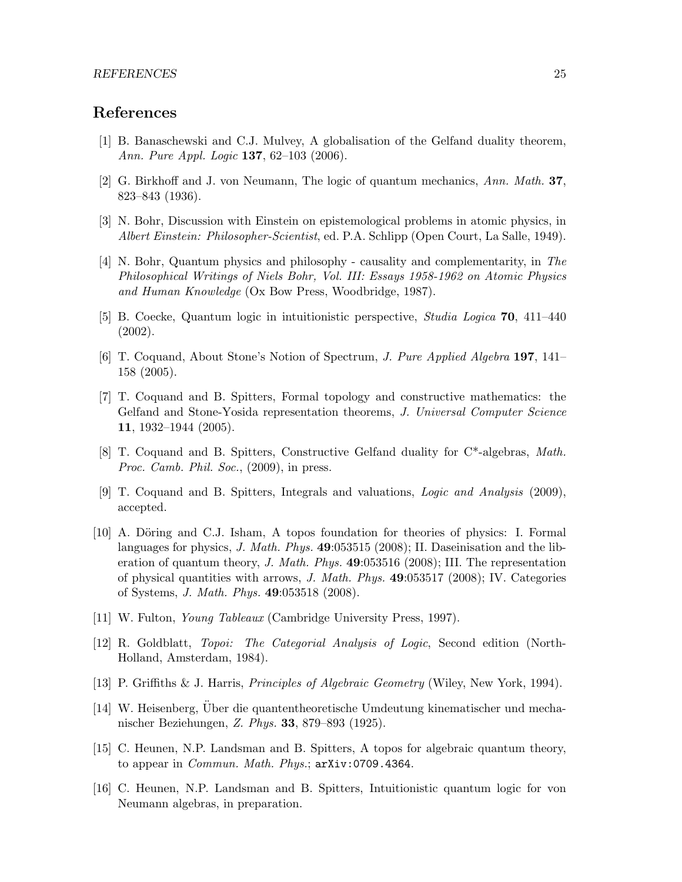# References

[1] B. Banaschewski and C.J. Mulvey, A globalisation of the Gelfand duality theorem, *Ann. Pure Appl. Logic* **137**, 62–103 (2006).

[2] G. Birkhoff and J. von Neumann, The logic of quantum mechanics, *Ann. Math.* **37**, 823–843 (1936).

[3] N. Bohr, Discussion with Einstein on epistemological problems in atomic physics, in *Albert Einstein: Philosopher-Scientist*, ed. P.A. Schlipp (Open Court, La Salle, 1949).

[4] N. Bohr, Quantum physics and philosophy - causality and complementarity, in *The Philosophical Writings of Niels Bohr, Vol. III: Essays 1958-1962 on Atomic Physics and Human Knowledge* (Ox Bow Press, Woodbridge, 1987).

[5] B. Coecke, Quantum logic in intuitionistic perspective, *Studia Logica* **70**, 411–440 (2002).

[6] T. Coquand, About Stone's Notion of Spectrum, *J. Pure Applied Algebra* **197**, 141–158 (2005).

[7] T. Coquand and B. Spitters, Formal topology and constructive mathematics: the Gelfand and Stone-Yosida representation theorems, *J. Universal Computer Science* **11**, 1932–1944 (2005).

[8] T. Coquand and B. Spitters, Constructive Gelfand duality for C*-algebras, *Math. Proc. Camb. Phil. Soc.*, (2009), in press.

[9] T. Coquand and B. Spitters, Integrals and valuations, *Logic and Analysis* (2009), accepted.

[10] A. Döring and C.J. Isham, A topos foundation for theories of physics: I. Formal languages for physics, *J. Math. Phys.* **49**:053515 (2008); II. Daseinisation and the liberation of quantum theory, *J. Math. Phys.* **49**:053516 (2008); III. The representation of physical quantities with arrows, *J. Math. Phys.* **49**:053517 (2008); IV. Categories of Systems, *J. Math. Phys.* **49**:053518 (2008).

[11] W. Fulton, *Young Tableaux* (Cambridge University Press, 1997).

[12] R. Goldblatt, *Topoi: The Categorial Analysis of Logic*, Second edition (North-Holland, Amsterdam, 1984).

[13] P. Griffiths & J. Harris, *Principles of Algebraic Geometry* (Wiley, New York, 1994).

[14] W. Heisenberg, Über die quantentheoretische Umdeutung kinematischer und mechanischer Beziehungen, *Z. Phys.* **33**, 879–893 (1925).

[15] C. Heunen, N.P. Landsman and B. Spitters, A topos for algebraic quantum theory, to appear in *Commun. Math. Phys.*; `arXiv:0709.4364`.

[16] C. Heunen, N.P. Landsman and B. Spitters, Intuitionistic quantum logic for von Neumann algebras, in preparation.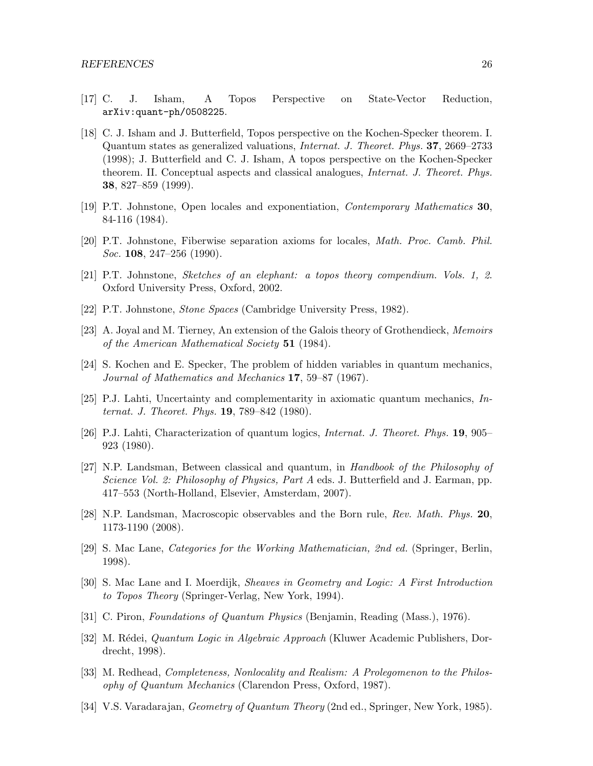[17] C. J. Isham, A Topos Perspective on State-Vector Reduction, `arXiv:quant-ph/0508225`.

[18] C. J. Isham and J. Butterfield, Topos perspective on the Kochen-Specker theorem. I. Quantum states as generalized valuations, *Internat. J. Theoret. Phys.* **37**, 2669–2733 (1998); J. Butterfield and C. J. Isham, A topos perspective on the Kochen-Specker theorem. II. Conceptual aspects and classical analogues, *Internat. J. Theoret. Phys.* **38**, 827–859 (1999).

[19] P.T. Johnstone, Open locales and exponentiation, *Contemporary Mathematics* **30**, 84-116 (1984).

[20] P.T. Johnstone, Fiberwise separation axioms for locales, *Math. Proc. Camb. Phil. Soc.* **108**, 247–256 (1990).

[21] P.T. Johnstone, *Sketches of an elephant: a topos theory compendium. Vols. 1, 2.* Oxford University Press, Oxford, 2002.

[22] P.T. Johnstone, *Stone Spaces* (Cambridge University Press, 1982).

[23] A. Joyal and M. Tierney, An extension of the Galois theory of Grothendieck, *Memoirs of the American Mathematical Society* **51** (1984).

[24] S. Kochen and E. Specker, The problem of hidden variables in quantum mechanics, *Journal of Mathematics and Mechanics* **17**, 59–87 (1967).

[25] P.J. Lahti, Uncertainty and complementarity in axiomatic quantum mechanics, *Internat. J. Theoret. Phys.* **19**, 789–842 (1980).

[26] P.J. Lahti, Characterization of quantum logics, *Internat. J. Theoret. Phys.* **19**, 905–923 (1980).

[27] N.P. Landsman, Between classical and quantum, in *Handbook of the Philosophy of Science Vol. 2: Philosophy of Physics, Part A* eds. J. Butterfield and J. Earman, pp. 417–553 (North-Holland, Elsevier, Amsterdam, 2007).

[28] N.P. Landsman, Macroscopic observables and the Born rule, *Rev. Math. Phys.* **20**, 1173-1190 (2008).

[29] S. Mac Lane, *Categories for the Working Mathematician, 2nd ed.* (Springer, Berlin, 1998).

[30] S. Mac Lane and I. Moerdijk, *Sheaves in Geometry and Logic: A First Introduction to Topos Theory* (Springer-Verlag, New York, 1994).

[31] C. Piron, *Foundations of Quantum Physics* (Benjamin, Reading (Mass.), 1976).

[32] M. Rédei, *Quantum Logic in Algebraic Approach* (Kluwer Academic Publishers, Dordrecht, 1998).

[33] M. Redhead, *Completeness, Nonlocality and Realism: A Prolegomenon to the Philosophy of Quantum Mechanics* (Clarendon Press, Oxford, 1987).

[34] V.S. Varadarajan, *Geometry of Quantum Theory* (2nd ed., Springer, New York, 1985).